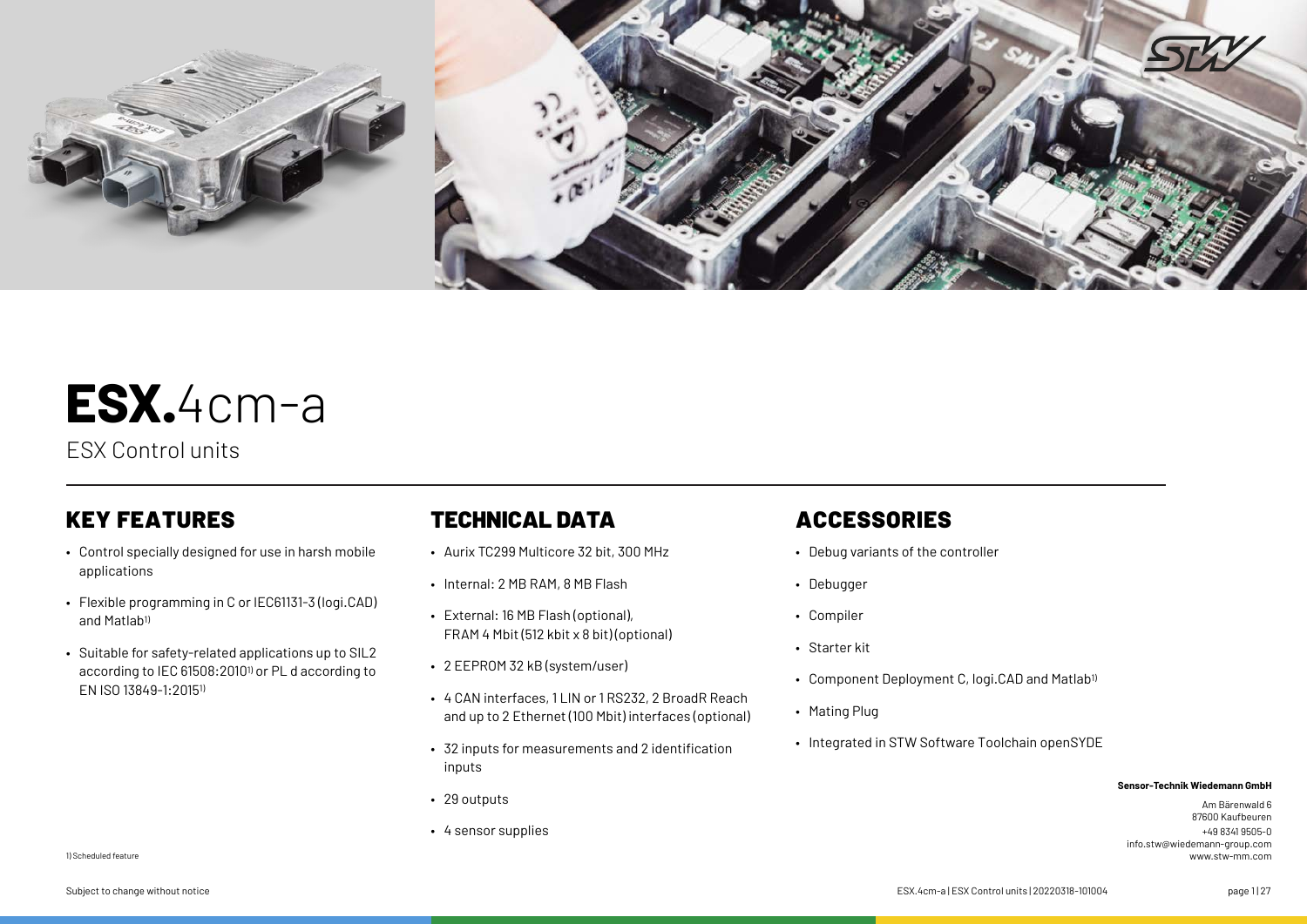# ESX.4cm-a

ESX Control units

## KEY FEATURES

- Control specially designed for use in harsh mobile applications
- Flexible programming in C or IEC61131-3 (logi.CAD) and Matlab[1)]
- Suitable for safety-related applications up to SIL2 according to IEC 61508:2010[1)] or PL d according to EN ISO 13849-1:2015[1)]

## TECHNICAL DATA

- Aurix TC299 Multicore 32 bit, 300 MHz
- Internal: 2 MB RAM, 8 MB Flash
- External: 16 MB Flash (optional), FRAM 4 Mbit (512 kbit x 8 bit) (optional)
- 2 EEPROM 32 kB (system/user)
- 4 CAN interfaces, 1 LIN or 1 RS232, 2 BroadR Reach and up to 2 Ethernet (100 Mbit) interfaces (optional)
- 32 inputs for measurements and 2 identification inputs
- 29 outputs
- 4 sensor supplies

## ACCESSORIES

- Debug variants of the controller
- Debugger
- Compiler
- Starter kit
- Component Deployment C, logi.CAD and Matlab[1)]
- Mating Plug
- Integrated in STW Software Toolchain openSYDE

**Sensor-Technik Wiedemann GmbH**

Am Bärenwald 6
87600 Kaufbeuren
+49 8341 9505-0
info.stw@wiedemann-group.com
www.stw-mm.com

1) Scheduled feature

Subject to change without notice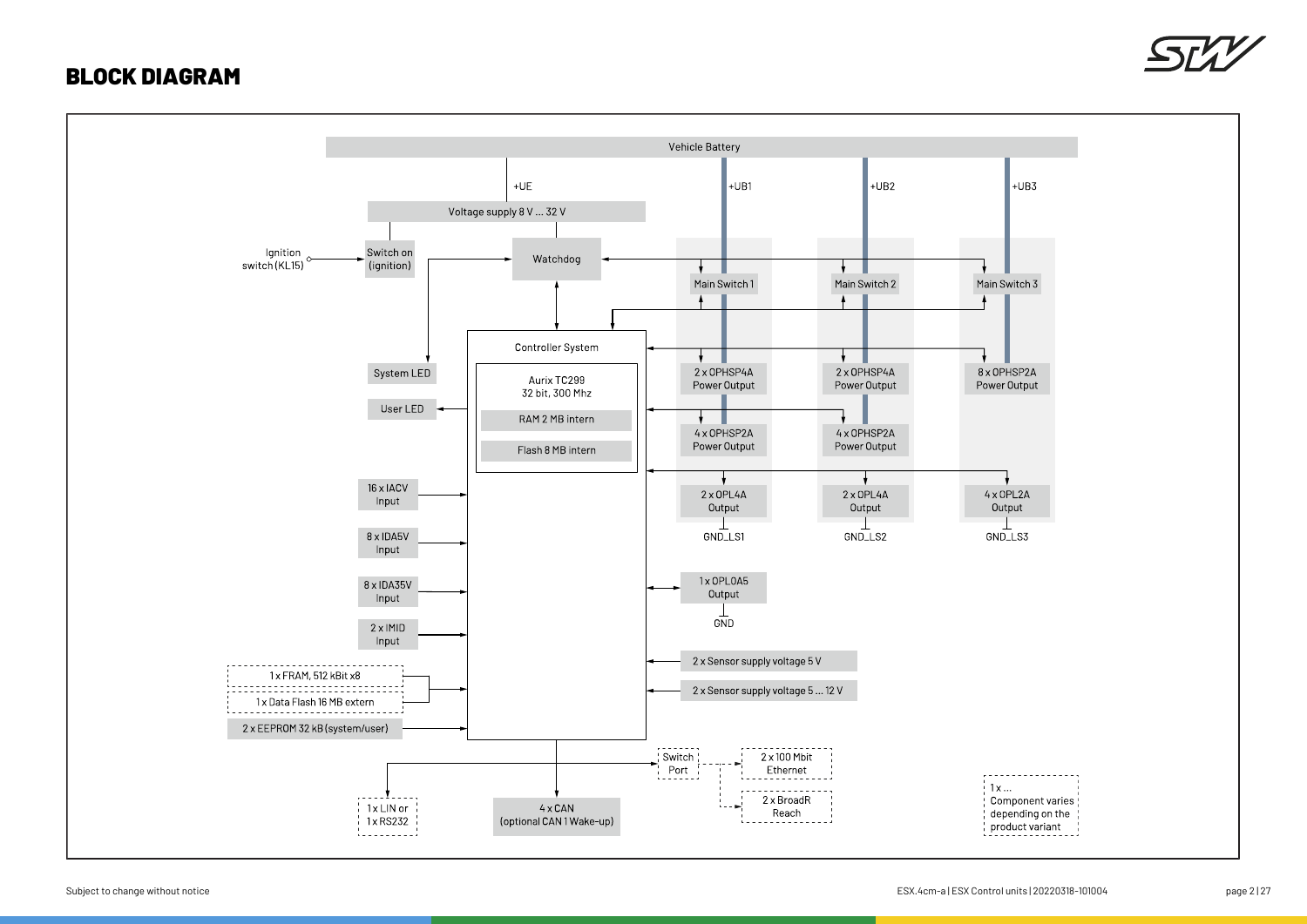# BLOCK DIAGRAM

Vehicle Battery

+UE

+UB1

+UB2

+UB3

Voltage supply 8 V ... 32 V

Ignition switch (KL15)

Switch on (ignition)

Watchdog

Main Switch 1

Main Switch 2

Main Switch 3

Controller System

Aurix TC299
32 bit, 300 Mhz

RAM 2 MB intern

Flash 8 MB intern

System LED

User LED

2 x OPHSP4A Power Output

2 x OPHSP4A Power Output

8 x OPHSP2A Power Output

4 x OPHSP2A Power Output

4 x OPHSP2A Power Output

2 x OPL4A Output

2 x OPL4A Output

4 x OPL2A Output

GND_LS1

GND_LS2

GND_LS3

16 x IACV Input

8 x IDA5V Input

8 x IDA35V Input

2 x IMID Input

1 x OPL0A5 Output

GND

2 x Sensor supply voltage 5 V

2 x Sensor supply voltage 5 ... 12 V

1 x FRAM, 512 kBit x8

1 x Data Flash 16 MB extern

2 x EEPROM 32 kB (system/user)

Switch Port

2 x 100 Mbit Ethernet

2 x BroadR Reach

1 x LIN or 1 x RS232

4 x CAN (optional CAN 1 Wake-up)

1 x ... Component varies depending on the product variant

Subject to change without notice

ESX.4cm-a | ESX Control units | 20220318-101004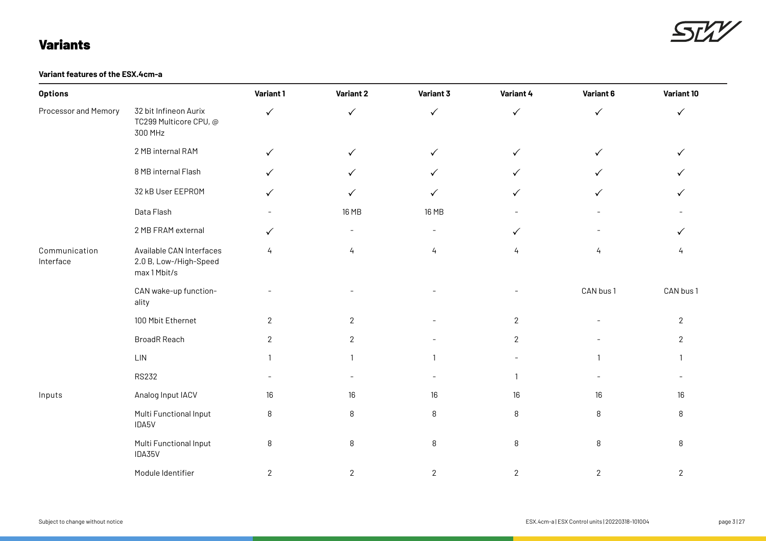# Variants

**Variant features of the ESX.4cm-a**

| Options | | Variant 1 | Variant 2 | Variant 3 | Variant 4 | Variant 6 | Variant 10 |
|---|---|---|---|---|---|---|---|
| Processor and Memory | 32 bit Infineon Aurix TC299 Multicore CPU, @ 300 MHz | ✓ | ✓ | ✓ | ✓ | ✓ | ✓ |
| | 2 MB internal RAM | ✓ | ✓ | ✓ | ✓ | ✓ | ✓ |
| | 8 MB internal Flash | ✓ | ✓ | ✓ | ✓ | ✓ | ✓ |
| | 32 kB User EEPROM | ✓ | ✓ | ✓ | ✓ | ✓ | ✓ |
| | Data Flash | - | 16 MB | 16 MB | - | - | - |
| | 2 MB FRAM external | ✓ | - | - | ✓ | - | ✓ |
| Communication Interface | Available CAN Interfaces 2.0 B, Low-/High-Speed max 1 Mbit/s | 4 | 4 | 4 | 4 | 4 | 4 |
| | CAN wake-up functionality | - | - | - | - | CAN bus 1 | CAN bus 1 |
| | 100 Mbit Ethernet | 2 | 2 | - | 2 | - | 2 |
| | BroadR Reach | 2 | 2 | - | 2 | - | 2 |
| | LIN | 1 | 1 | 1 | - | 1 | 1 |
| | RS232 | - | - | - | 1 | - | - |
| Inputs | Analog Input IACV | 16 | 16 | 16 | 16 | 16 | 16 |
| | Multi Functional Input IDA5V | 8 | 8 | 8 | 8 | 8 | 8 |
| | Multi Functional Input IDA35V | 8 | 8 | 8 | 8 | 8 | 8 |
| | Module Identifier | 2 | 2 | 2 | 2 | 2 | 2 |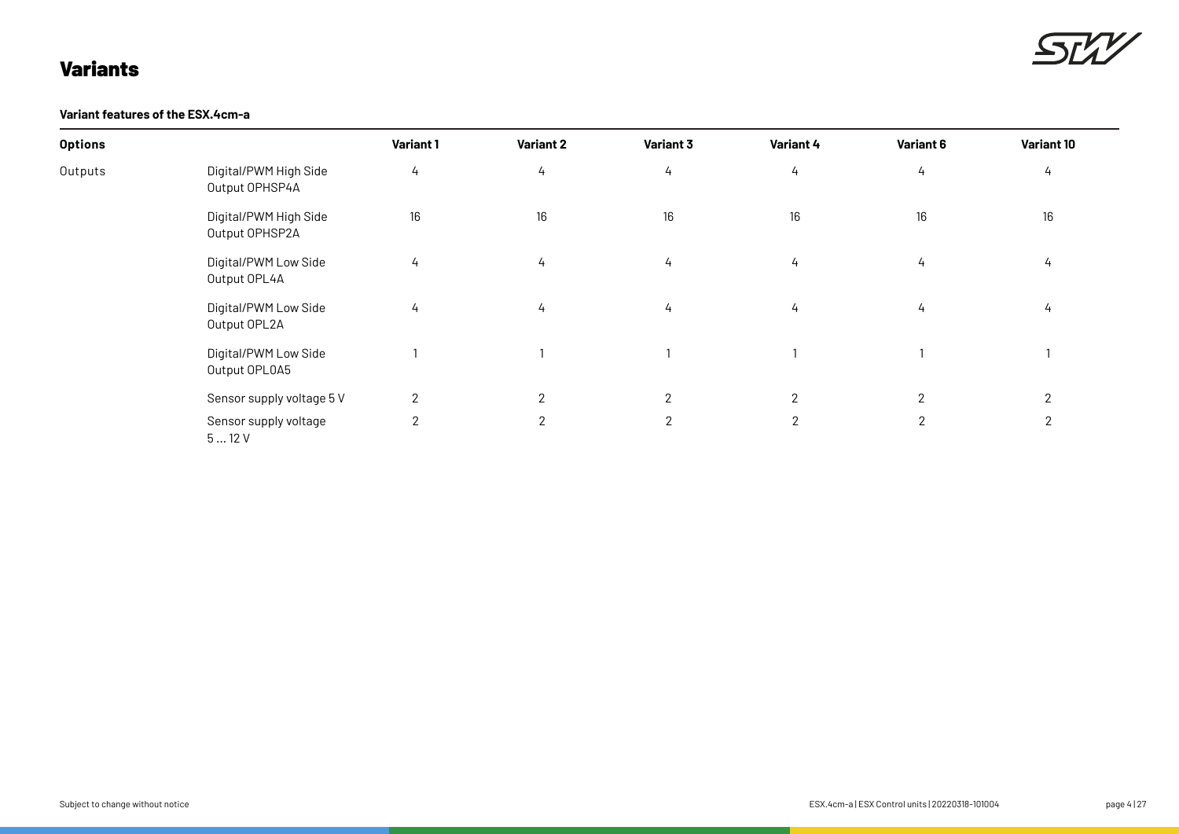# Variants

**Variant features of the ESX.4cm-a**

| Options | | Variant 1 | Variant 2 | Variant 3 | Variant 4 | Variant 6 | Variant 10 |
|---|---|---|---|---|---|---|---|
| Outputs | Digital/PWM High Side Output OPHSP4A | 4 | 4 | 4 | 4 | 4 | 4 |
| | Digital/PWM High Side Output OPHSP2A | 16 | 16 | 16 | 16 | 16 | 16 |
| | Digital/PWM Low Side Output OPL4A | 4 | 4 | 4 | 4 | 4 | 4 |
| | Digital/PWM Low Side Output OPL2A | 4 | 4 | 4 | 4 | 4 | 4 |
| | Digital/PWM Low Side Output OPL0A5 | 1 | 1 | 1 | 1 | 1 | 1 |
| | Sensor supply voltage 5 V | 2 | 2 | 2 | 2 | 2 | 2 |
| | Sensor supply voltage 5 … 12 V | 2 | 2 | 2 | 2 | 2 | 2 |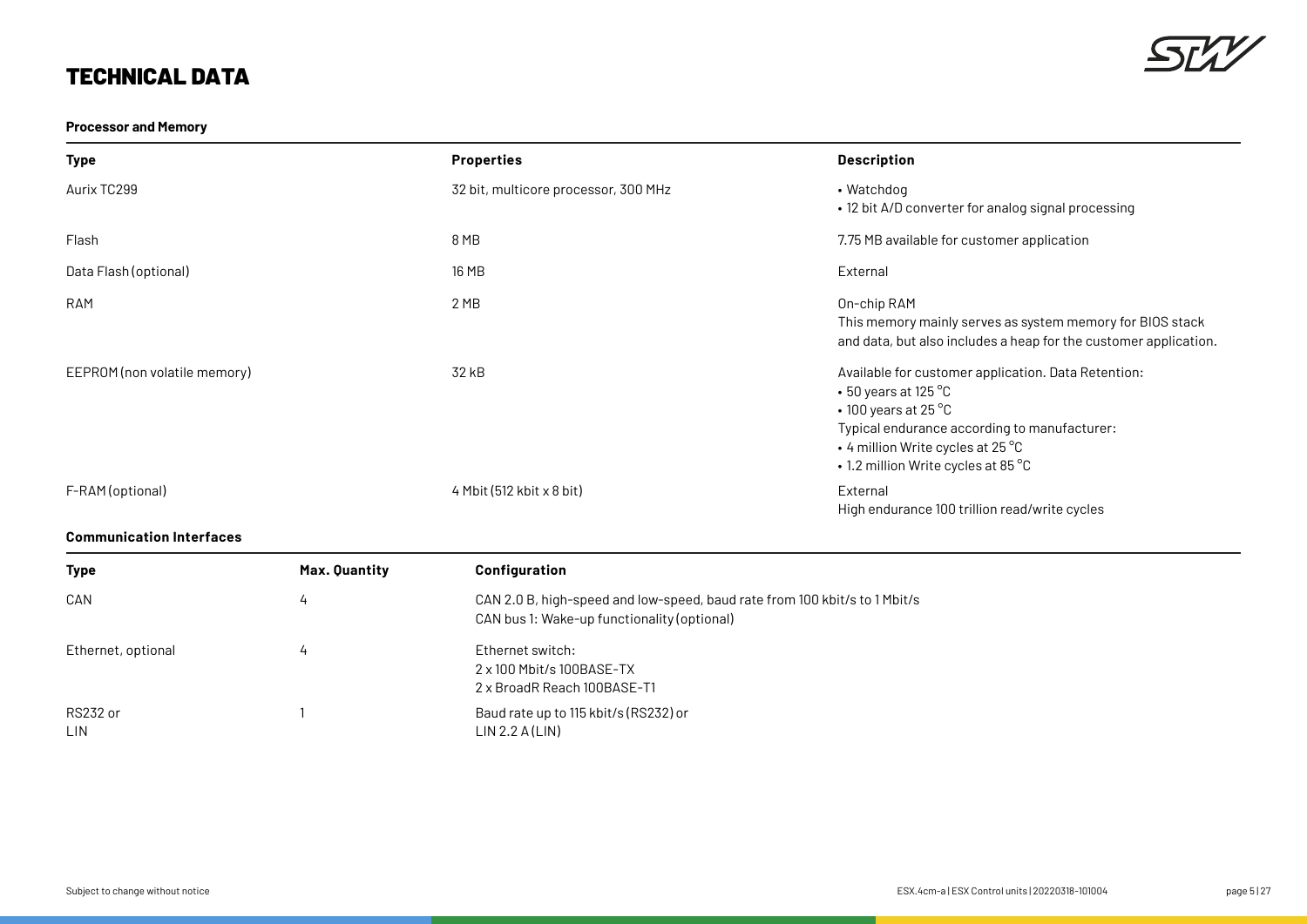# TECHNICAL DATA

**Processor and Memory**

| Type | Properties | Description |
|---|---|---|
| Aurix TC299 | 32 bit, multicore processor, 300 MHz | • Watchdog<br>• 12 bit A/D converter for analog signal processing |
| Flash | 8 MB | 7.75 MB available for customer application |
| Data Flash (optional) | 16 MB | External |
| RAM | 2 MB | On-chip RAM<br>This memory mainly serves as system memory for BIOS stack and data, but also includes a heap for the customer application. |
| EEPROM (non volatile memory) | 32 kB | Available for customer application. Data Retention:<br>• 50 years at 125 °C<br>• 100 years at 25 °C<br>Typical endurance according to manufacturer:<br>• 4 million Write cycles at 25 °C<br>• 1.2 million Write cycles at 85 °C |
| F-RAM (optional) | 4 Mbit (512 kbit x 8 bit) | External<br>High endurance 100 trillion read/write cycles |

**Communication Interfaces**

| Type | Max. Quantity | Configuration |
|---|---|---|
| CAN | 4 | CAN 2.0 B, high-speed and low-speed, baud rate from 100 kbit/s to 1 Mbit/s<br>CAN bus 1: Wake-up functionality (optional) |
| Ethernet, optional | 4 | Ethernet switch:<br>2 x 100 Mbit/s 100BASE-TX<br>2 x BroadR Reach 100BASE-T1 |
| RS232 or<br>LIN | 1 | Baud rate up to 115 kbit/s (RS232) or<br>LIN 2.2 A (LIN) |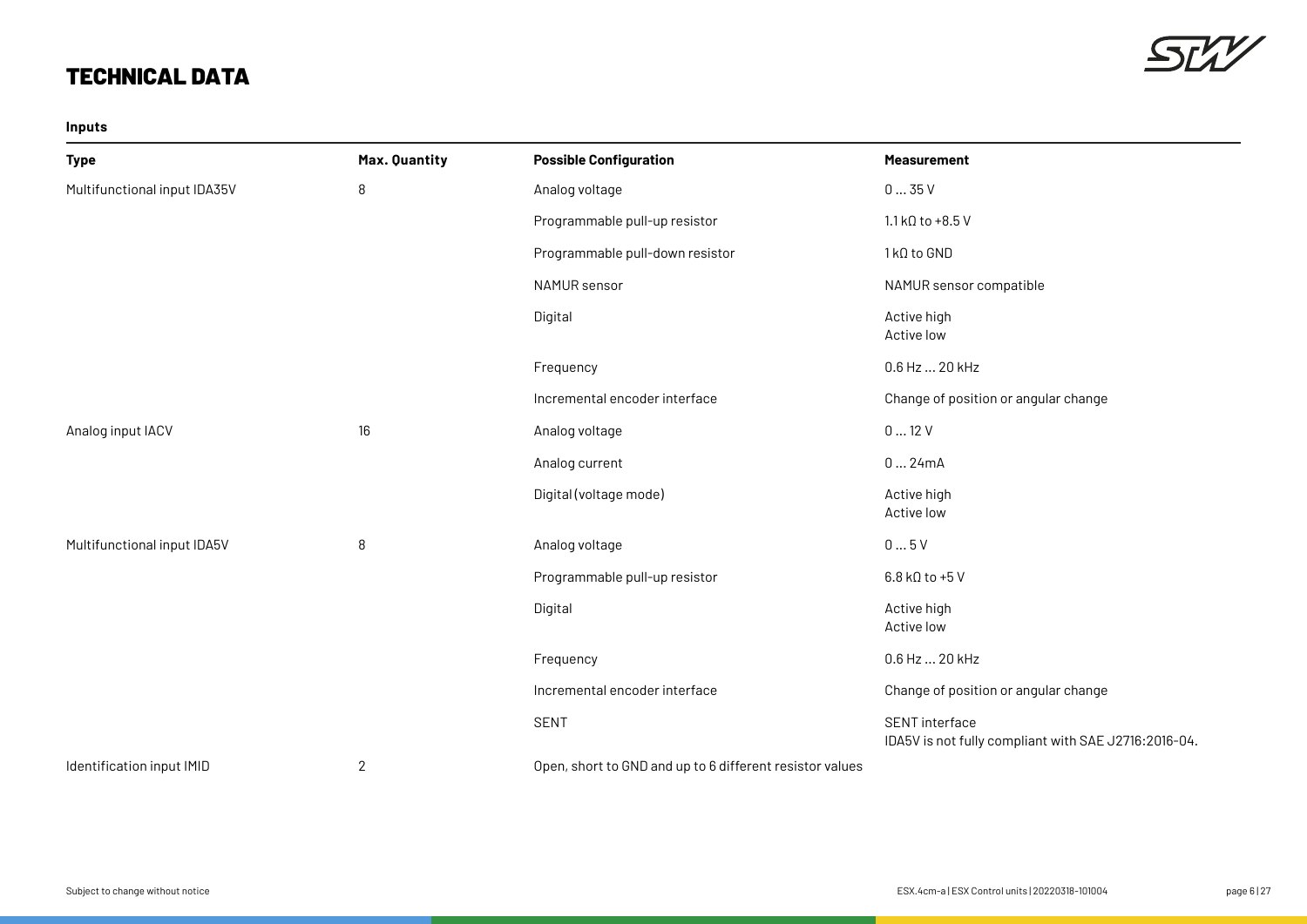# TECHNICAL DATA

**Inputs**

| Type | Max. Quantity | Possible Configuration | Measurement |
|---|---|---|---|
| Multifunctional input IDA35V | 8 | Analog voltage | 0 … 35 V |
| | | Programmable pull-up resistor | 1.1 kΩ to +8.5 V |
| | | Programmable pull-down resistor | 1 kΩ to GND |
| | | NAMUR sensor | NAMUR sensor compatible |
| | | Digital | Active high<br>Active low |
| | | Frequency | 0.6 Hz … 20 kHz |
| | | Incremental encoder interface | Change of position or angular change |
| Analog input IACV | 16 | Analog voltage | 0 … 12 V |
| | | Analog current | 0 … 24mA |
| | | Digital (voltage mode) | Active high<br>Active low |
| Multifunctional input IDA5V | 8 | Analog voltage | 0 … 5 V |
| | | Programmable pull-up resistor | 6.8 kΩ to +5 V |
| | | Digital | Active high<br>Active low |
| | | Frequency | 0.6 Hz … 20 kHz |
| | | Incremental encoder interface | Change of position or angular change |
| | | SENT | SENT interface<br>IDA5V is not fully compliant with SAE J2716:2016-04. |
| Identification input IMID | 2 | Open, short to GND and up to 6 different resistor values | |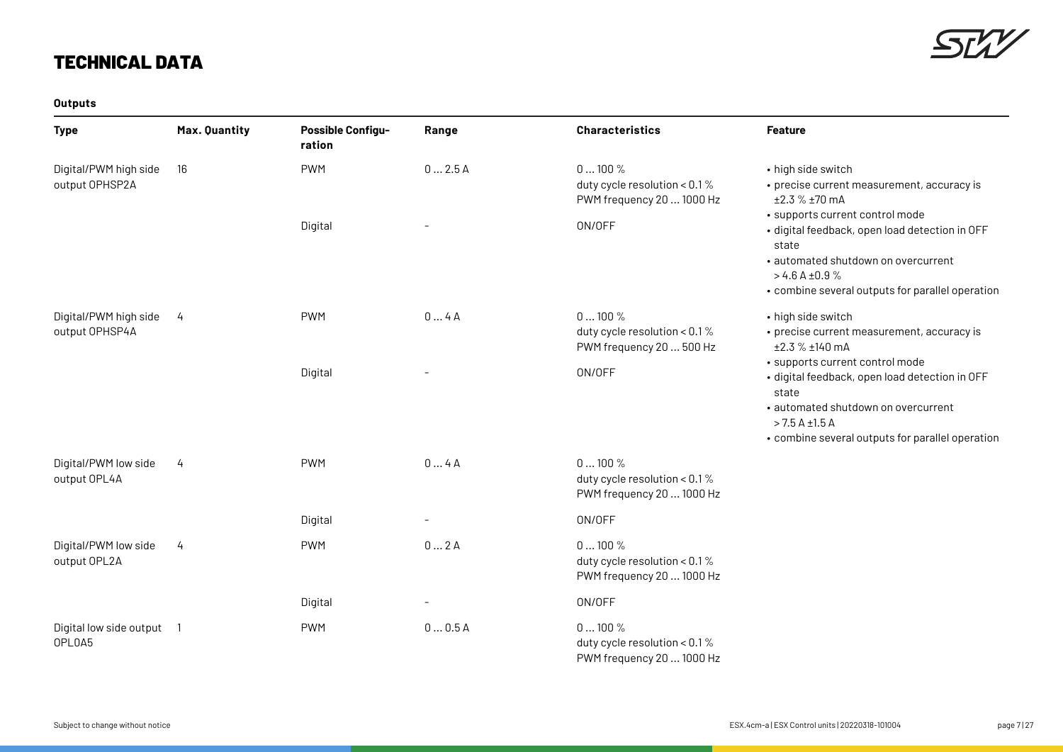# TECHNICAL DATA

**Outputs**

| Type | Max. Quantity | Possible Configuration | Range | Characteristics | Feature |
|---|---|---|---|---|---|
| Digital/PWM high side output OPHSP2A | 16 | PWM | 0 … 2.5 A | 0 … 100 %<br>duty cycle resolution < 0.1 %<br>PWM frequency 20 … 1000 Hz | • high side switch<br>• precise current measurement, accuracy is ±2.3 % ±70 mA<br>• supports current control mode<br>• digital feedback, open load detection in OFF state<br>• automated shutdown on overcurrent > 4.6 A ±0.9 %<br>• combine several outputs for parallel operation |
| | | Digital | – | ON/OFF | |
| Digital/PWM high side output OPHSP4A | 4 | PWM | 0 … 4 A | 0 … 100 %<br>duty cycle resolution < 0.1 %<br>PWM frequency 20 … 500 Hz | • high side switch<br>• precise current measurement, accuracy is ±2.3 % ±140 mA<br>• supports current control mode<br>• digital feedback, open load detection in OFF state<br>• automated shutdown on overcurrent > 7.5 A ±1.5 A<br>• combine several outputs for parallel operation |
| | | Digital | – | ON/OFF | |
| Digital/PWM low side output OPL4A | 4 | PWM | 0 … 4 A | 0 … 100 %<br>duty cycle resolution < 0.1 %<br>PWM frequency 20 … 1000 Hz | |
| | | Digital | – | ON/OFF | |
| Digital/PWM low side output OPL2A | 4 | PWM | 0 … 2 A | 0 … 100 %<br>duty cycle resolution < 0.1 %<br>PWM frequency 20 … 1000 Hz | |
| | | Digital | – | ON/OFF | |
| Digital low side output OPL0A5 | 1 | PWM | 0 … 0.5 A | 0 … 100 %<br>duty cycle resolution < 0.1 %<br>PWM frequency 20 … 1000 Hz | |

Subject to change without notice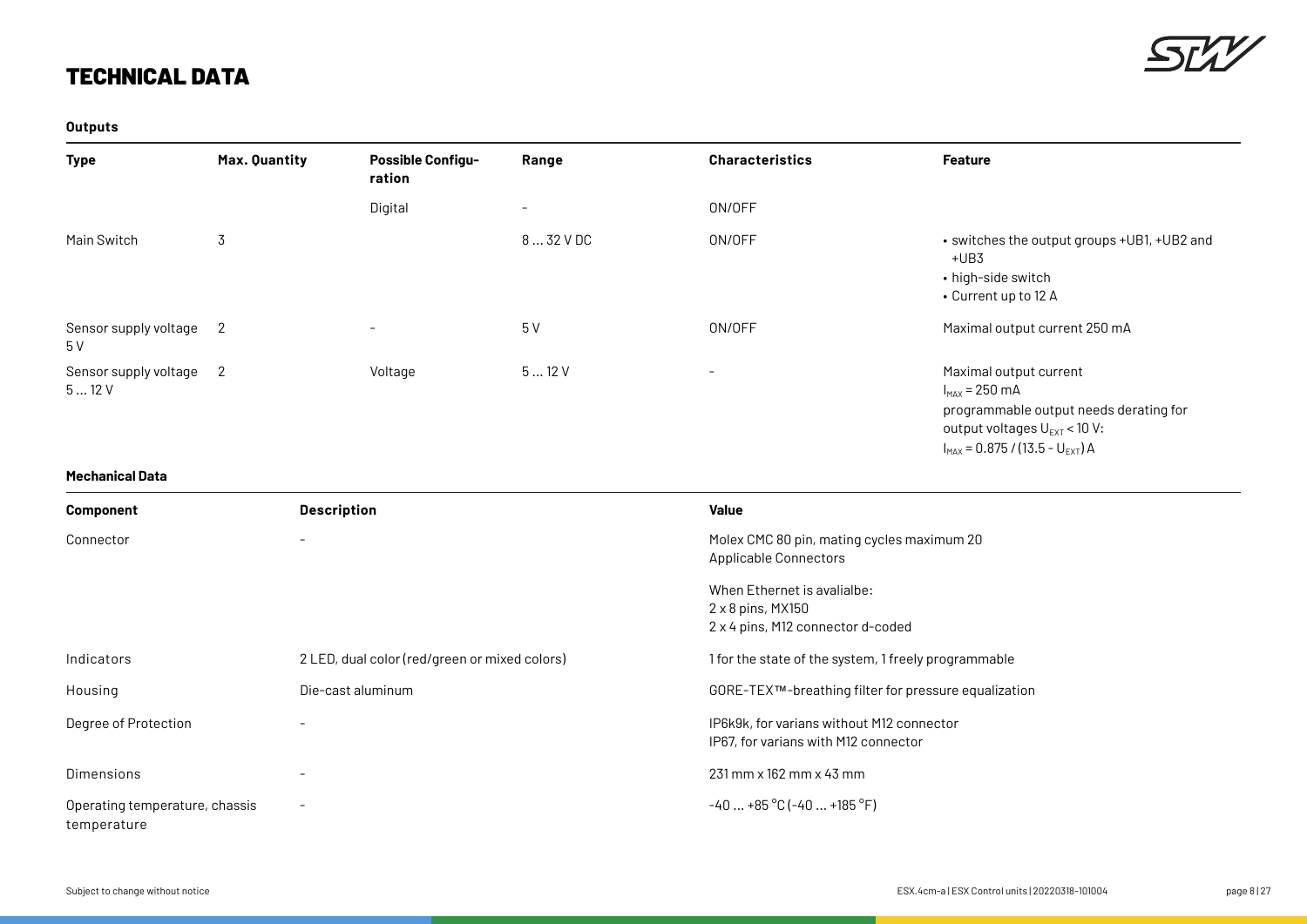# TECHNICAL DATA

**Outputs**

| Type | Max. Quantity | Possible Configuration | Range | Characteristics | Feature |
|---|---|---|---|---|---|
| | | Digital | - | ON/OFF | |
| Main Switch | 3 | | 8 … 32 V DC | ON/OFF | • switches the output groups +UB1, +UB2 and +UB3<br>• high-side switch<br>• Current up to 12 A |
| Sensor supply voltage 5 V | 2 | - | 5 V | ON/OFF | Maximal output current 250 mA |
| Sensor supply voltage 5 … 12 V | 2 | Voltage | 5 … 12 V | - | Maximal output current $I_{MAX}$ = 250 mA<br>programmable output needs derating for output voltages $U_{EXT}$ < 10 V:<br>$I_{MAX} = 0.875 / (13.5 - U_{EXT})$ A |

**Mechanical Data**

| Component | Description | Value |
|---|---|---|
| Connector | - | Molex CMC 80 pin, mating cycles maximum 20<br>Applicable Connectors<br><br>When Ethernet is avalialbe:<br>2 x 8 pins, MX150<br>2 x 4 pins, M12 connector d-coded |
| Indicators | 2 LED, dual color (red/green or mixed colors) | 1 for the state of the system, 1 freely programmable |
| Housing | Die-cast aluminum | GORE-TEX™-breathing filter for pressure equalization |
| Degree of Protection | - | IP6k9k, for varians without M12 connector<br>IP67, for varians with M12 connector |
| Dimensions | - | 231 mm x 162 mm x 43 mm |
| Operating temperature, chassis temperature | - | -40 … +85 °C (-40 … +185 °F) |

Subject to change without notice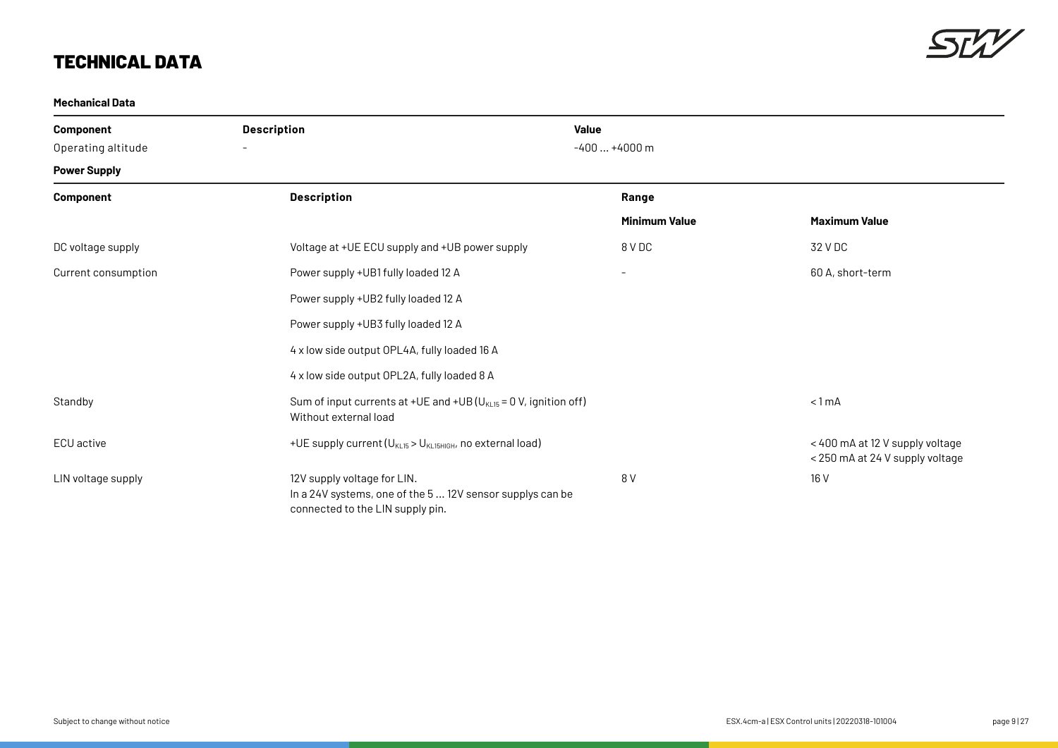# TECHNICAL DATA

**Mechanical Data**

| Component | Description | Value |
|---|---|---|
| Operating altitude | - | -400 ... +4000 m |

**Power Supply**

| Component | Description | Range | |
|---|---|---|---|
| | | **Minimum Value** | **Maximum Value** |
| DC voltage supply | Voltage at +UE ECU supply and +UB power supply | 8 V DC | 32 V DC |
| Current consumption | Power supply +UB1 fully loaded 12 A | - | 60 A, short-term |
| | Power supply +UB2 fully loaded 12 A | | |
| | Power supply +UB3 fully loaded 12 A | | |
| | 4 x low side output OPL4A, fully loaded 16 A | | |
| | 4 x low side output OPL2A, fully loaded 8 A | | |
| Standby | Sum of input currents at +UE and +UB ($U_{KL15}$ = 0 V, ignition off) Without external load | | < 1 mA |
| ECU active | +UE supply current ($U_{KL15} > U_{KL15HIGH}$, no external load) | | < 400 mA at 12 V supply voltage < 250 mA at 24 V supply voltage |
| LIN voltage supply | 12V supply voltage for LIN. In a 24V systems, one of the 5 ... 12V sensor supplys can be connected to the LIN supply pin. | 8 V | 16 V |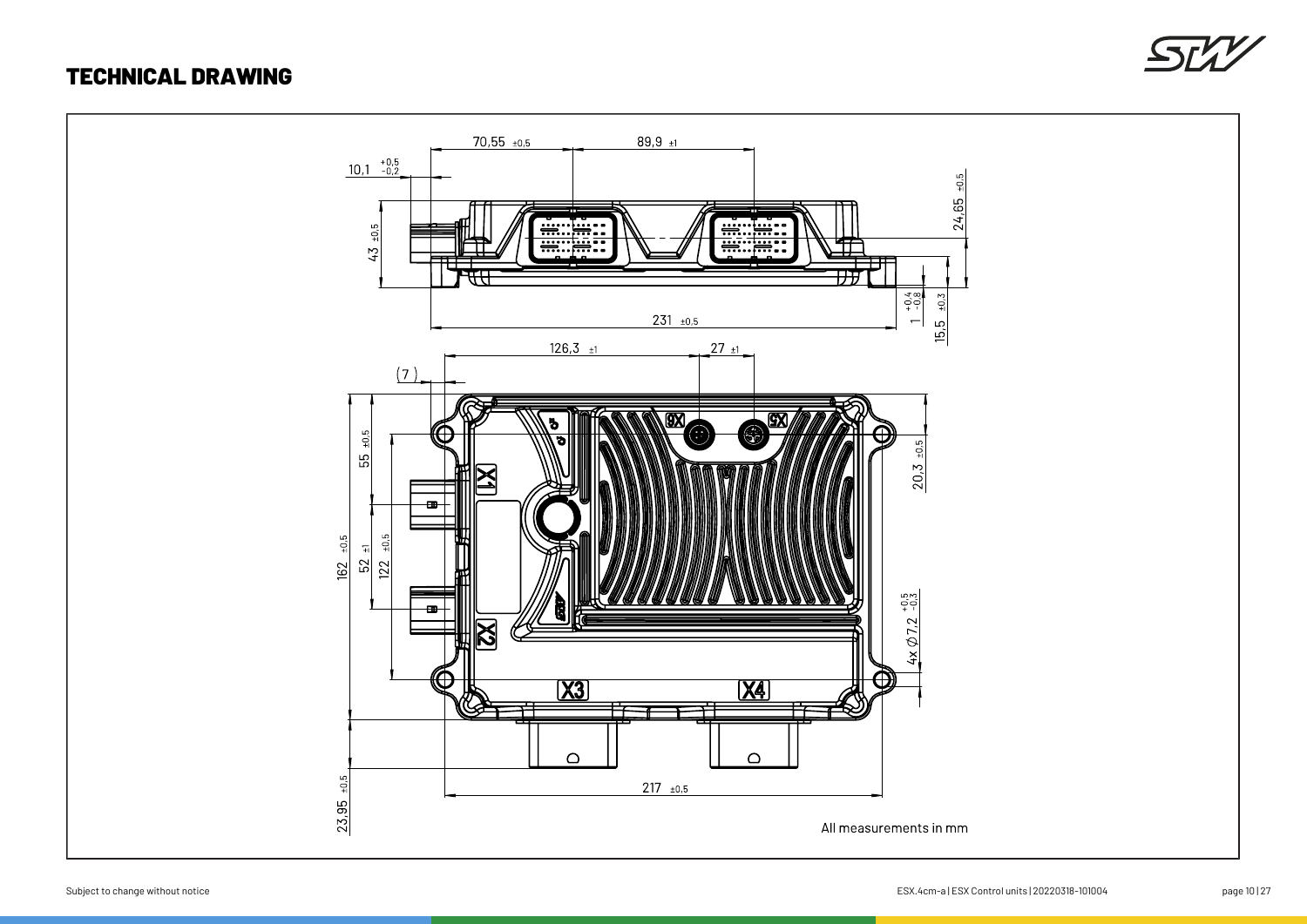# TECHNICAL DRAWING

70,55 ±0,5

89,9 ±1

10,1 $^{+0,5}_{-0,2}$

24,65 ±0,5

43 ±0,5

1 $^{+0,4}_{-0,8}$

15,5 ±0,3

231 ±0,5

126,3 ±1

27 ±1

(7)

55 ±0,5

20,3 ±0,5

162 ±0,5

52 ±1

122 ±0,5

4x Ø7,2 $^{+0,5}_{-0,3}$

X1

X2

X3

X4

X5

X6

217 ±0,5

23,95 ±0,5

All measurements in mm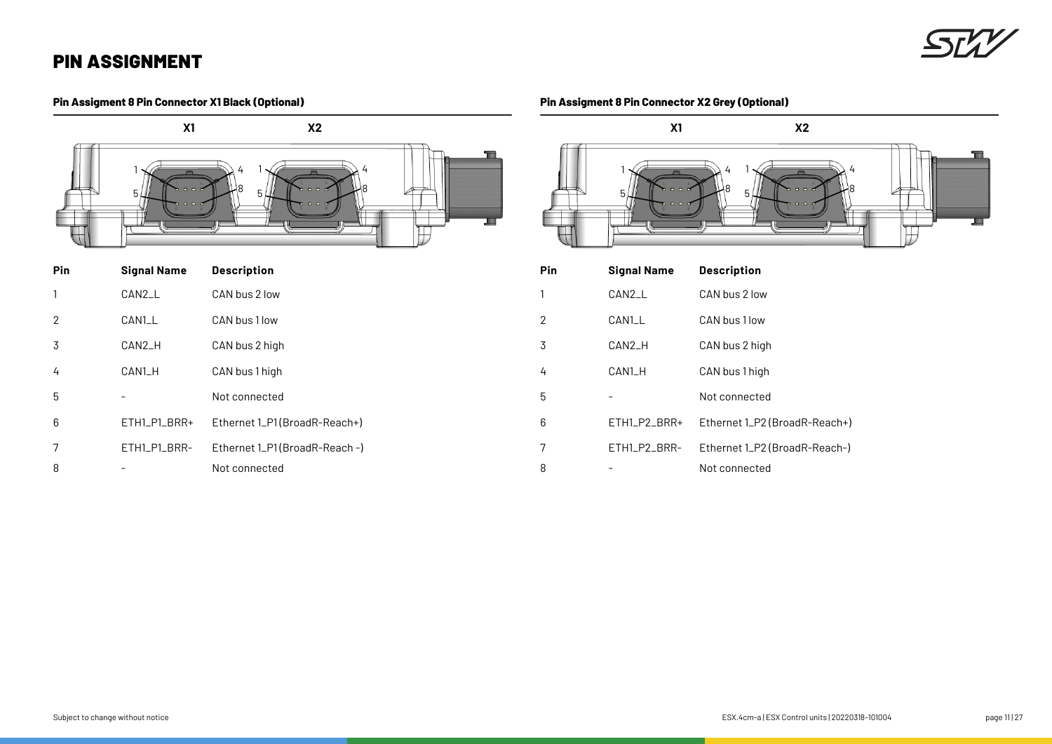# PIN ASSIGNMENT

### Pin Assigment 8 Pin Connector X1 Black (Optional)

| Pin | Signal Name | Description |
|---|---|---|
| 1 | CAN2_L | CAN bus 2 low |
| 2 | CAN1_L | CAN bus 1 low |
| 3 | CAN2_H | CAN bus 2 high |
| 4 | CAN1_H | CAN bus 1 high |
| 5 | - | Not connected |
| 6 | ETH1_P1_BRR+ | Ethernet 1_P1 (BroadR-Reach+) |
| 7 | ETH1_P1_BRR- | Ethernet 1_P1 (BroadR-Reach -) |
| 8 | - | Not connected |

### Pin Assigment 8 Pin Connector X2 Grey (Optional)

| Pin | Signal Name | Description |
|---|---|---|
| 1 | CAN2_L | CAN bus 2 low |
| 2 | CAN1_L | CAN bus 1 low |
| 3 | CAN2_H | CAN bus 2 high |
| 4 | CAN1_H | CAN bus 1 high |
| 5 | - | Not connected |
| 6 | ETH1_P2_BRR+ | Ethernet 1_P2 (BroadR-Reach+) |
| 7 | ETH1_P2_BRR- | Ethernet 1_P2 (BroadR-Reach-) |
| 8 | - | Not connected |

Subject to change without notice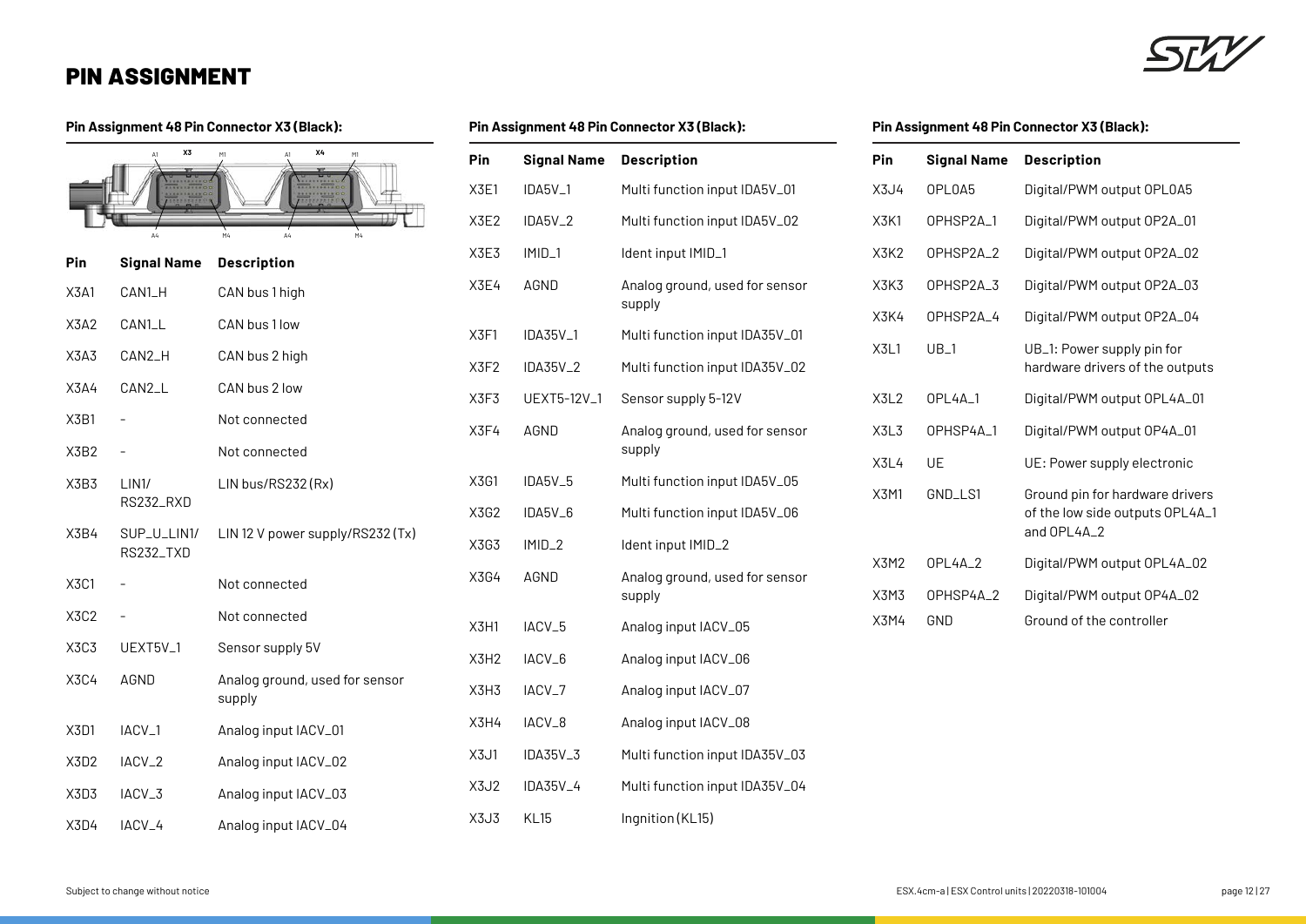# PIN ASSIGNMENT

### Pin Assignment 48 Pin Connector X3 (Black):

| Pin | Signal Name | Description |
|---|---|---|
| X3A1 | CAN1_H | CAN bus 1 high |
| X3A2 | CAN1_L | CAN bus 1 low |
| X3A3 | CAN2_H | CAN bus 2 high |
| X3A4 | CAN2_L | CAN bus 2 low |
| X3B1 | - | Not connected |
| X3B2 | - | Not connected |
| X3B3 | LIN1/ RS232_RXD | LIN bus/RS232 (Rx) |
| X3B4 | SUP_U_LIN1/ RS232_TXD | LIN 12 V power supply/RS232 (Tx) |
| X3C1 | - | Not connected |
| X3C2 | - | Not connected |
| X3C3 | UEXT5V_1 | Sensor supply 5V |
| X3C4 | AGND | Analog ground, used for sensor supply |
| X3D1 | IACV_1 | Analog input IACV_01 |
| X3D2 | IACV_2 | Analog input IACV_02 |
| X3D3 | IACV_3 | Analog input IACV_03 |
| X3D4 | IACV_4 | Analog input IACV_04 |
| X3E1 | IDA5V_1 | Multi function input IDA5V_01 |
| X3E2 | IDA5V_2 | Multi function input IDA5V_02 |
| X3E3 | IMID_1 | Ident input IMID_1 |
| X3E4 | AGND | Analog ground, used for sensor supply |
| X3F1 | IDA35V_1 | Multi function input IDA35V_01 |
| X3F2 | IDA35V_2 | Multi function input IDA35V_02 |
| X3F3 | UEXT5-12V_1 | Sensor supply 5-12V |
| X3F4 | AGND | Analog ground, used for sensor supply |
| X3G1 | IDA5V_5 | Multi function input IDA5V_05 |
| X3G2 | IDA5V_6 | Multi function input IDA5V_06 |
| X3G3 | IMID_2 | Ident input IMID_2 |
| X3G4 | AGND | Analog ground, used for sensor supply |
| X3H1 | IACV_5 | Analog input IACV_05 |
| X3H2 | IACV_6 | Analog input IACV_06 |
| X3H3 | IACV_7 | Analog input IACV_07 |
| X3H4 | IACV_8 | Analog input IACV_08 |
| X3J1 | IDA35V_3 | Multi function input IDA35V_03 |
| X3J2 | IDA35V_4 | Multi function input IDA35V_04 |
| X3J3 | KL15 | Ingnition (KL15) |
| X3J4 | OPL0A5 | Digital/PWM output OPL0A5 |
| X3K1 | OPHSP2A_1 | Digital/PWM output OP2A_01 |
| X3K2 | OPHSP2A_2 | Digital/PWM output OP2A_02 |
| X3K3 | OPHSP2A_3 | Digital/PWM output OP2A_03 |
| X3K4 | OPHSP2A_4 | Digital/PWM output OP2A_04 |
| X3L1 | UB_1 | UB_1: Power supply pin for hardware drivers of the outputs |
| X3L2 | OPL4A_1 | Digital/PWM output OPL4A_01 |
| X3L3 | OPHSP4A_1 | Digital/PWM output OP4A_01 |
| X3L4 | UE | UE: Power supply electronic |
| X3M1 | GND_LS1 | Ground pin for hardware drivers of the low side outputs OPL4A_1 and OPL4A_2 |
| X3M2 | OPL4A_2 | Digital/PWM output OPL4A_02 |
| X3M3 | OPHSP4A_2 | Digital/PWM output OP4A_02 |
| X3M4 | GND | Ground of the controller |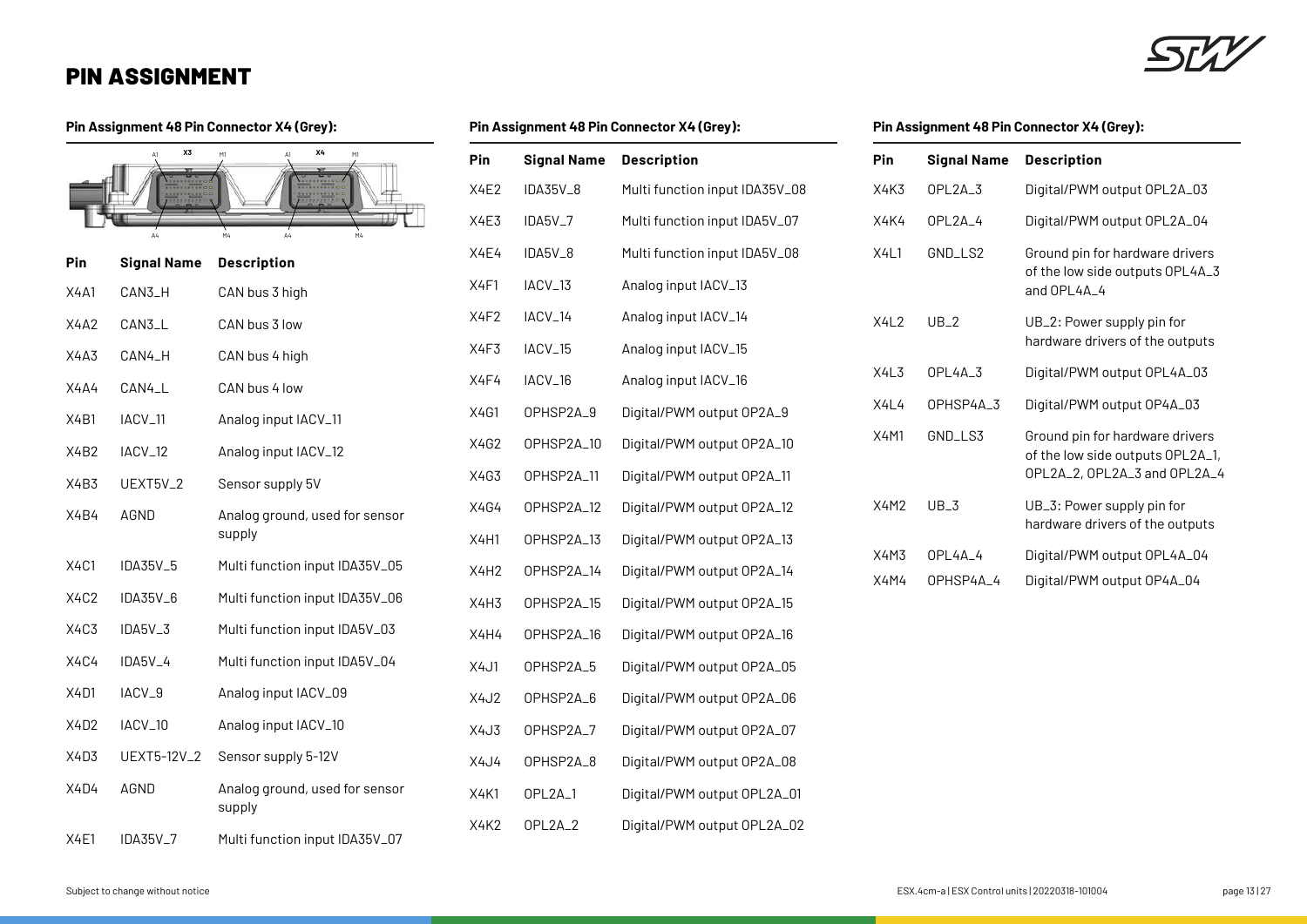# PIN ASSIGNMENT

### Pin Assignment 48 Pin Connector X4 (Grey):

| Pin | Signal Name | Description |
|---|---|---|
| X4A1 | CAN3_H | CAN bus 3 high |
| X4A2 | CAN3_L | CAN bus 3 low |
| X4A3 | CAN4_H | CAN bus 4 high |
| X4A4 | CAN4_L | CAN bus 4 low |
| X4B1 | IACV_11 | Analog input IACV_11 |
| X4B2 | IACV_12 | Analog input IACV_12 |
| X4B3 | UEXT5V_2 | Sensor supply 5V |
| X4B4 | AGND | Analog ground, used for sensor supply |
| X4C1 | IDA35V_5 | Multi function input IDA35V_05 |
| X4C2 | IDA35V_6 | Multi function input IDA35V_06 |
| X4C3 | IDA5V_3 | Multi function input IDA5V_03 |
| X4C4 | IDA5V_4 | Multi function input IDA5V_04 |
| X4D1 | IACV_9 | Analog input IACV_09 |
| X4D2 | IACV_10 | Analog input IACV_10 |
| X4D3 | UEXT5-12V_2 | Sensor supply 5-12V |
| X4D4 | AGND | Analog ground, used for sensor supply |
| X4E1 | IDA35V_7 | Multi function input IDA35V_07 |
| X4E2 | IDA35V_8 | Multi function input IDA35V_08 |
| X4E3 | IDA5V_7 | Multi function input IDA5V_07 |
| X4E4 | IDA5V_8 | Multi function input IDA5V_08 |
| X4F1 | IACV_13 | Analog input IACV_13 |
| X4F2 | IACV_14 | Analog input IACV_14 |
| X4F3 | IACV_15 | Analog input IACV_15 |
| X4F4 | IACV_16 | Analog input IACV_16 |
| X4G1 | OPHSP2A_9 | Digital/PWM output OP2A_9 |
| X4G2 | OPHSP2A_10 | Digital/PWM output OP2A_10 |
| X4G3 | OPHSP2A_11 | Digital/PWM output OP2A_11 |
| X4G4 | OPHSP2A_12 | Digital/PWM output OP2A_12 |
| X4H1 | OPHSP2A_13 | Digital/PWM output OP2A_13 |
| X4H2 | OPHSP2A_14 | Digital/PWM output OP2A_14 |
| X4H3 | OPHSP2A_15 | Digital/PWM output OP2A_15 |
| X4H4 | OPHSP2A_16 | Digital/PWM output OP2A_16 |
| X4J1 | OPHSP2A_5 | Digital/PWM output OP2A_05 |
| X4J2 | OPHSP2A_6 | Digital/PWM output OP2A_06 |
| X4J3 | OPHSP2A_7 | Digital/PWM output OP2A_07 |
| X4J4 | OPHSP2A_8 | Digital/PWM output OP2A_08 |
| X4K1 | OPL2A_1 | Digital/PWM output OPL2A_01 |
| X4K2 | OPL2A_2 | Digital/PWM output OPL2A_02 |
| X4K3 | OPL2A_3 | Digital/PWM output OPL2A_03 |
| X4K4 | OPL2A_4 | Digital/PWM output OPL2A_04 |
| X4L1 | GND_LS2 | Ground pin for hardware drivers of the low side outputs OPL4A_3 and OPL4A_4 |
| X4L2 | UB_2 | UB_2: Power supply pin for hardware drivers of the outputs |
| X4L3 | OPL4A_3 | Digital/PWM output OPL4A_03 |
| X4L4 | OPHSP4A_3 | Digital/PWM output OP4A_03 |
| X4M1 | GND_LS3 | Ground pin for hardware drivers of the low side outputs OPL2A_1, OPL2A_2, OPL2A_3 and OPL2A_4 |
| X4M2 | UB_3 | UB_3: Power supply pin for hardware drivers of the outputs |
| X4M3 | OPL4A_4 | Digital/PWM output OPL4A_04 |
| X4M4 | OPHSP4A_4 | Digital/PWM output OP4A_04 |

Subject to change without notice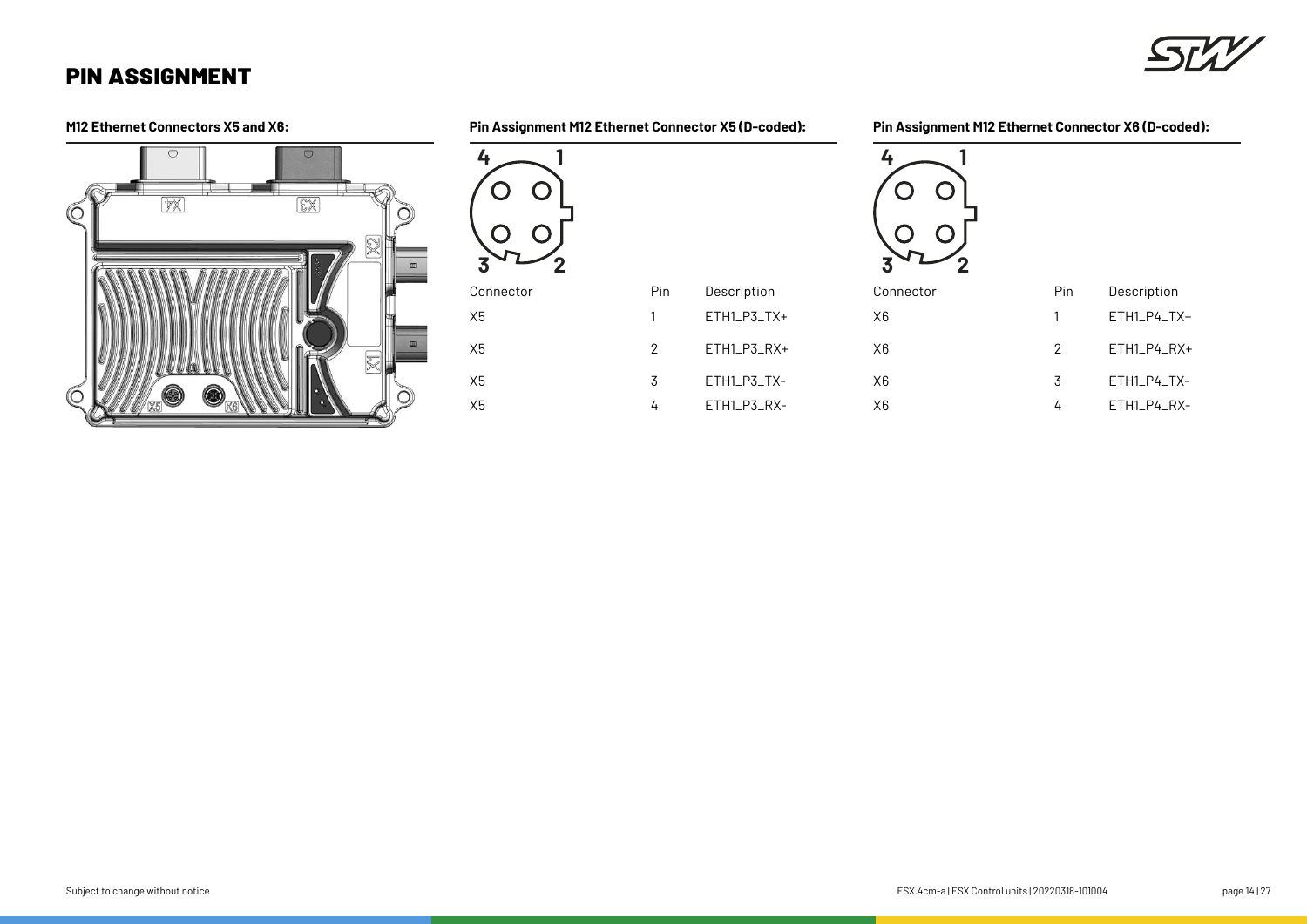# PIN ASSIGNMENT

### M12 Ethernet Connectors X5 and X6:

### Pin Assignment M12 Ethernet Connector X5 (D-coded):

| Connector | Pin | Description |
|---|---|---|
| X5 | 1 | ETH1_P3_TX+ |
| X5 | 2 | ETH1_P3_RX+ |
| X5 | 3 | ETH1_P3_TX- |
| X5 | 4 | ETH1_P3_RX- |

### Pin Assignment M12 Ethernet Connector X6 (D-coded):

| Connector | Pin | Description |
|---|---|---|
| X6 | 1 | ETH1_P4_TX+ |
| X6 | 2 | ETH1_P4_RX+ |
| X6 | 3 | ETH1_P4_TX- |
| X6 | 4 | ETH1_P4_RX- |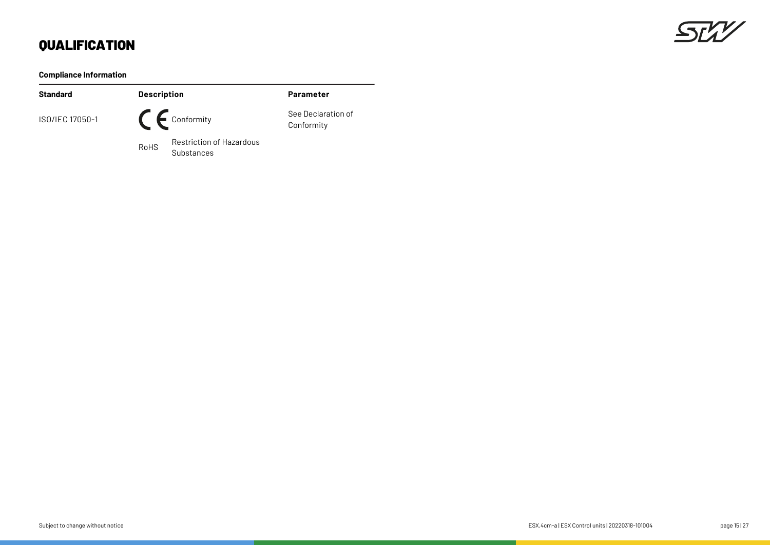# QUALIFICATION

**Compliance Information**

| Standard | Description | Parameter |
|---|---|---|
| ISO/IEC 17050-1 | CE Conformity | See Declaration of Conformity |
| | RoHS Restriction of Hazardous Substances | |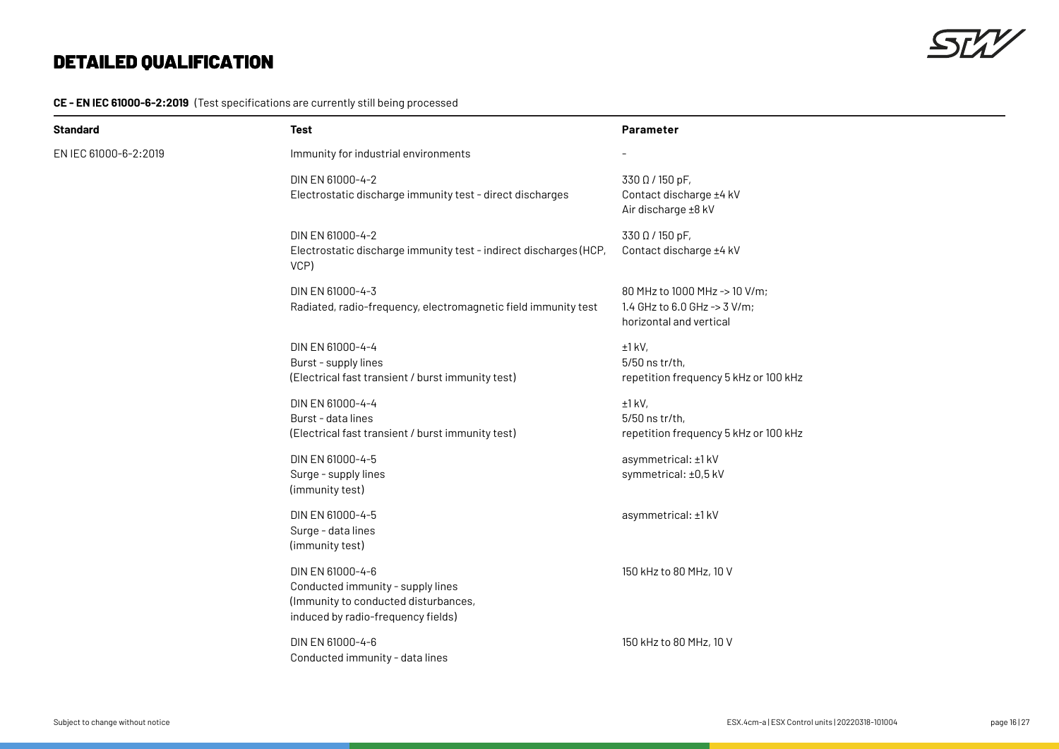# DETAILED QUALIFICATION

**CE - EN IEC 61000-6-2:2019** (Test specifications are currently still being processed

| Standard | Test | Parameter |
|---|---|---|
| EN IEC 61000-6-2:2019 | Immunity for industrial environments | - |
| | DIN EN 61000-4-2<br>Electrostatic discharge immunity test - direct discharges | 330 Ω / 150 pF,<br>Contact discharge ±4 kV<br>Air discharge ±8 kV |
| | DIN EN 61000-4-2<br>Electrostatic discharge immunity test - indirect discharges (HCP, VCP) | 330 Ω / 150 pF,<br>Contact discharge ±4 kV |
| | DIN EN 61000-4-3<br>Radiated, radio-frequency, electromagnetic field immunity test | 80 MHz to 1000 MHz -> 10 V/m;<br>1.4 GHz to 6.0 GHz -> 3 V/m;<br>horizontal and vertical |
| | DIN EN 61000-4-4<br>Burst - supply lines<br>(Electrical fast transient / burst immunity test) | ±1 kV,<br>5/50 ns tr/th,<br>repetition frequency 5 kHz or 100 kHz |
| | DIN EN 61000-4-4<br>Burst - data lines<br>(Electrical fast transient / burst immunity test) | ±1 kV,<br>5/50 ns tr/th,<br>repetition frequency 5 kHz or 100 kHz |
| | DIN EN 61000-4-5<br>Surge - supply lines<br>(immunity test) | asymmetrical: ±1 kV<br>symmetrical: ±0,5 kV |
| | DIN EN 61000-4-5<br>Surge - data lines<br>(immunity test) | asymmetrical: ±1 kV |
| | DIN EN 61000-4-6<br>Conducted immunity - supply lines<br>(Immunity to conducted disturbances,<br>induced by radio-frequency fields) | 150 kHz to 80 MHz, 10 V |
| | DIN EN 61000-4-6<br>Conducted immunity - data lines | 150 kHz to 80 MHz, 10 V |

Subject to change without notice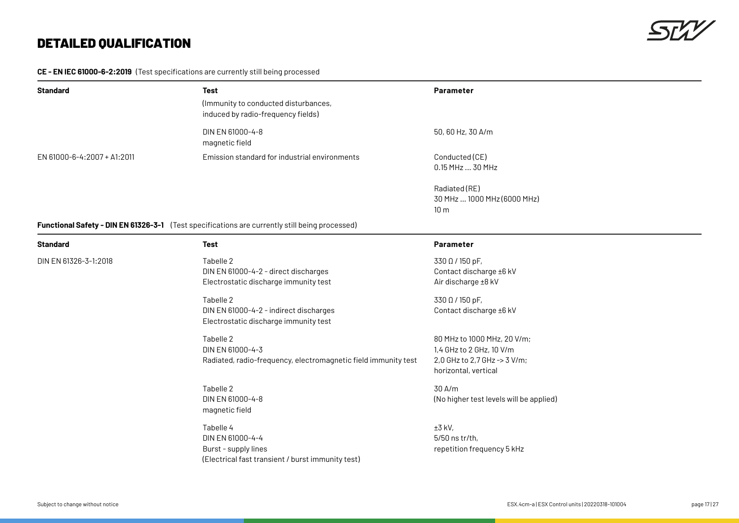# DETAILED QUALIFICATION

**CE - EN IEC 61000-6-2:2019** (Test specifications are currently still being processed

| Standard | Test | Parameter |
|---|---|---|
| | (Immunity to conducted disturbances, induced by radio-frequency fields) | |
| | DIN EN 61000-4-8<br>magnetic field | 50, 60 Hz, 30 A/m |
| EN 61000-6-4:2007 + A1:2011 | Emission standard for industrial environments | Conducted (CE)<br>0.15 MHz … 30 MHz |
| | | Radiated (RE)<br>30 MHz … 1000 MHz (6000 MHz)<br>10 m |

**Functional Safety - DIN EN 61326-3-1** (Test specifications are currently still being processed)

| Standard | Test | Parameter |
|---|---|---|
| DIN EN 61326-3-1:2018 | Tabelle 2<br>DIN EN 61000-4-2 - direct discharges<br>Electrostatic discharge immunity test | 330 Ω / 150 pF,<br>Contact discharge ±6 kV<br>Air discharge ±8 kV |
| | Tabelle 2<br>DIN EN 61000-4-2 - indirect discharges<br>Electrostatic discharge immunity test | 330 Ω / 150 pF,<br>Contact discharge ±6 kV |
| | Tabelle 2<br>DIN EN 61000-4-3<br>Radiated, radio-frequency, electromagnetic field immunity test | 80 MHz to 1000 MHz, 20 V/m;<br>1,4 GHz to 2 GHz, 10 V/m<br>2,0 GHz to 2,7 GHz -> 3 V/m;<br>horizontal, vertical |
| | Tabelle 2<br>DIN EN 61000-4-8<br>magnetic field | 30 A/m<br>(No higher test levels will be applied) |
| | Tabelle 4<br>DIN EN 61000-4-4<br>Burst - supply lines<br>(Electrical fast transient / burst immunity test) | ±3 kV,<br>5/50 ns tr/th,<br>repetition frequency 5 kHz |

Subject to change without notice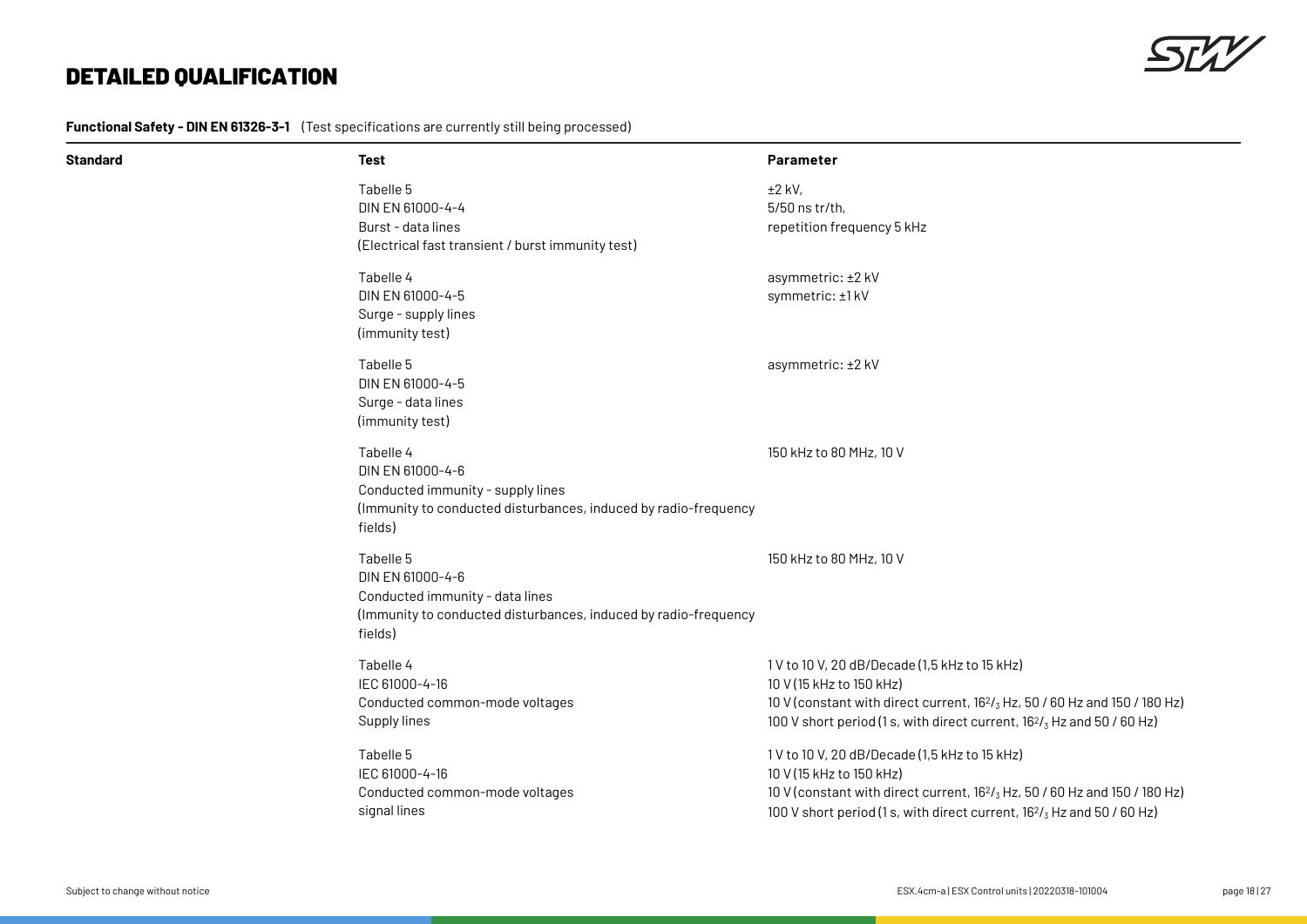## DETAILED QUALIFICATION

**Functional Safety - DIN EN 61326-3-1** (Test specifications are currently still being processed)

| Standard | Test | Parameter |
|---|---|---|
| | Tabelle 5<br>DIN EN 61000-4-4<br>Burst - data lines<br>(Electrical fast transient / burst immunity test) | ±2 kV,<br>5/50 ns tr/th,<br>repetition frequency 5 kHz |
| | Tabelle 4<br>DIN EN 61000-4-5<br>Surge - supply lines<br>(immunity test) | asymmetric: ±2 kV<br>symmetric: ±1 kV |
| | Tabelle 5<br>DIN EN 61000-4-5<br>Surge - data lines<br>(immunity test) | asymmetric: ±2 kV |
| | Tabelle 4<br>DIN EN 61000-4-6<br>Conducted immunity - supply lines<br>(Immunity to conducted disturbances, induced by radio-frequency fields) | 150 kHz to 80 MHz, 10 V |
| | Tabelle 5<br>DIN EN 61000-4-6<br>Conducted immunity - data lines<br>(Immunity to conducted disturbances, induced by radio-frequency fields) | 150 kHz to 80 MHz, 10 V |
| | Tabelle 4<br>IEC 61000-4-16<br>Conducted common-mode voltages<br>Supply lines | 1 V to 10 V, 20 dB/Decade (1,5 kHz to 15 kHz)<br>10 V (15 kHz to 150 kHz)<br>10 V (constant with direct current, $16^2/_3$ Hz, 50 / 60 Hz and 150 / 180 Hz)<br>100 V short period (1 s, with direct current, $16^2/_3$ Hz and 50 / 60 Hz) |
| | Tabelle 5<br>IEC 61000-4-16<br>Conducted common-mode voltages<br>signal lines | 1 V to 10 V, 20 dB/Decade (1,5 kHz to 15 kHz)<br>10 V (15 kHz to 150 kHz)<br>10 V (constant with direct current, $16^2/_3$ Hz, 50 / 60 Hz and 150 / 180 Hz)<br>100 V short period (1 s, with direct current, $16^2/_3$ Hz and 50 / 60 Hz) |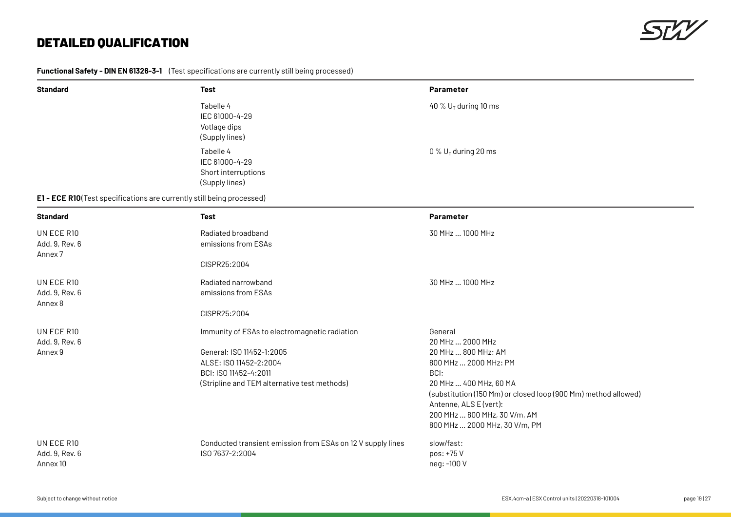# DETAILED QUALIFICATION

**Functional Safety - DIN EN 61326-3-1** (Test specifications are currently still being processed)

| Standard | Test | Parameter |
|---|---|---|
| | Tabelle 4<br>IEC 61000-4-29<br>Votlage dips<br>(Supply lines) | 40 % $U_T$ during 10 ms |
| | Tabelle 4<br>IEC 61000-4-29<br>Short interruptions<br>(Supply lines) | 0 % $U_T$ during 20 ms |

**E1 - ECE R10**(Test specifications are currently still being processed)

| Standard | Test | Parameter |
|---|---|---|
| UN ECE R10<br>Add. 9, Rev. 6<br>Annex 7 | Radiated broadband<br>emissions from ESAs<br><br>CISPR25:2004 | 30 MHz ... 1000 MHz |
| UN ECE R10<br>Add. 9, Rev. 6<br>Annex 8 | Radiated narrowband<br>emissions from ESAs<br><br>CISPR25:2004 | 30 MHz ... 1000 MHz |
| UN ECE R10<br>Add. 9, Rev. 6<br>Annex 9 | Immunity of ESAs to electromagnetic radiation<br><br>General: ISO 11452-1:2005<br>ALSE: ISO 11452-2:2004<br>BCI: ISO 11452-4:2011<br>(Stripline and TEM alternative test methods) | General<br>20 MHz ... 2000 MHz<br>20 MHz ... 800 MHz: AM<br>800 MHz ... 2000 MHz: PM<br>BCI:<br>20 MHz ... 400 MHz, 60 MA<br>(substitution (150 Mm) or closed loop (900 Mm) method allowed)<br>Antenne, ALS E (vert):<br>200 MHz ... 800 MHz, 30 V/m, AM<br>800 MHz ... 2000 MHz, 30 V/m, PM |
| UN ECE R10<br>Add. 9, Rev. 6<br>Annex 10 | Conducted transient emission from ESAs on 12 V supply lines<br>ISO 7637-2:2004 | slow/fast:<br>pos: +75 V<br>neg: -100 V |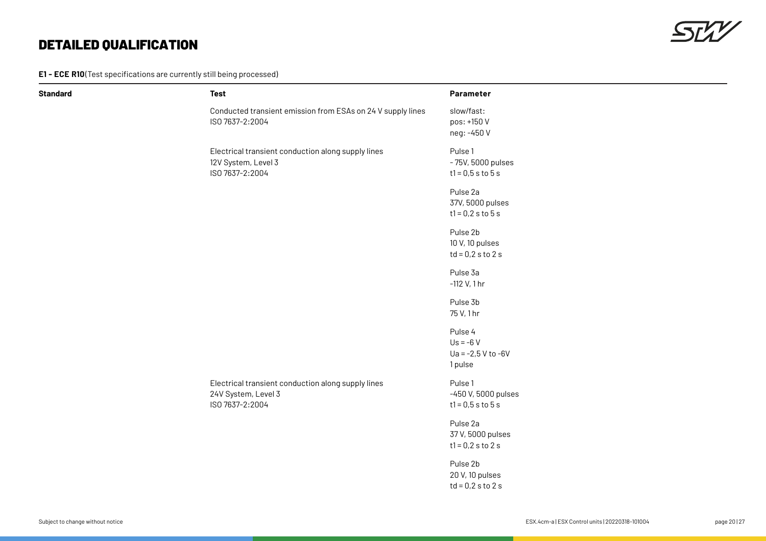# DETAILED QUALIFICATION

**E1 - ECE R10**(Test specifications are currently still being processed)

| Standard | Test | Parameter |
|---|---|---|
| | Conducted transient emission from ESAs on 24 V supply lines<br>ISO 7637-2:2004 | slow/fast:<br>pos: +150 V<br>neg: -450 V |
| | Electrical transient conduction along supply lines<br>12V System, Level 3<br>ISO 7637-2:2004 | Pulse 1<br>- 75V, 5000 pulses<br>t1 = 0,5 s to 5 s |
| | | Pulse 2a<br>37V, 5000 pulses<br>t1 = 0,2 s to 5 s |
| | | Pulse 2b<br>10 V, 10 pulses<br>td = 0,2 s to 2 s |
| | | Pulse 3a<br>-112 V, 1 hr |
| | | Pulse 3b<br>75 V, 1 hr |
| | | Pulse 4<br>Us = -6 V<br>Ua = -2,5 V to -6V<br>1 pulse |
| | Electrical transient conduction along supply lines<br>24V System, Level 3<br>ISO 7637-2:2004 | Pulse 1<br>-450 V, 5000 pulses<br>t1 = 0,5 s to 5 s |
| | | Pulse 2a<br>37 V, 5000 pulses<br>t1 = 0,2 s to 2 s |
| | | Pulse 2b<br>20 V, 10 pulses<br>td = 0,2 s to 2 s |

Subject to change without notice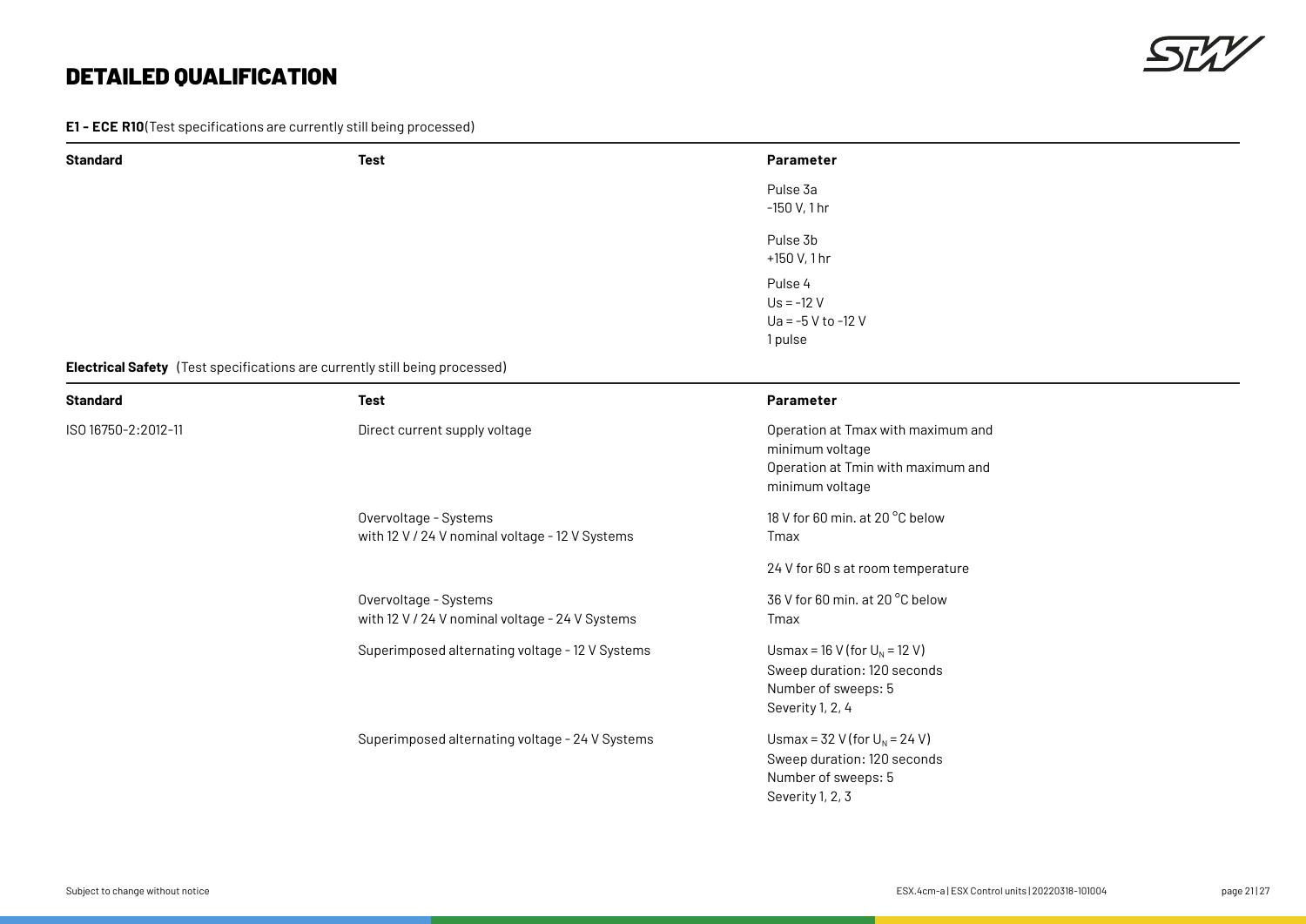## DETAILED QUALIFICATION

**E1 - ECE R10**(Test specifications are currently still being processed)

| Standard | Test | Parameter |
|---|---|---|
| | | Pulse 3a<br>-150 V, 1 hr |
| | | Pulse 3b<br>+150 V, 1 hr |
| | | Pulse 4<br>Us = -12 V<br>Ua = -5 V to -12 V<br>1 pulse |

**Electrical Safety** (Test specifications are currently still being processed)

| Standard | Test | Parameter |
|---|---|---|
| ISO 16750-2:2012-11 | Direct current supply voltage | Operation at Tmax with maximum and minimum voltage<br>Operation at Tmin with maximum and minimum voltage |
| | Overvoltage - Systems with 12 V / 24 V nominal voltage - 12 V Systems | 18 V for 60 min. at 20 °C below Tmax |
| | | 24 V for 60 s at room temperature |
| | Overvoltage - Systems with 12 V / 24 V nominal voltage - 24 V Systems | 36 V for 60 min. at 20 °C below Tmax |
| | Superimposed alternating voltage - 12 V Systems | Usmax = 16 V (for $U_N$ = 12 V)<br>Sweep duration: 120 seconds<br>Number of sweeps: 5<br>Severity 1, 2, 4 |
| | Superimposed alternating voltage - 24 V Systems | Usmax = 32 V (for $U_N$ = 24 V)<br>Sweep duration: 120 seconds<br>Number of sweeps: 5<br>Severity 1, 2, 3 |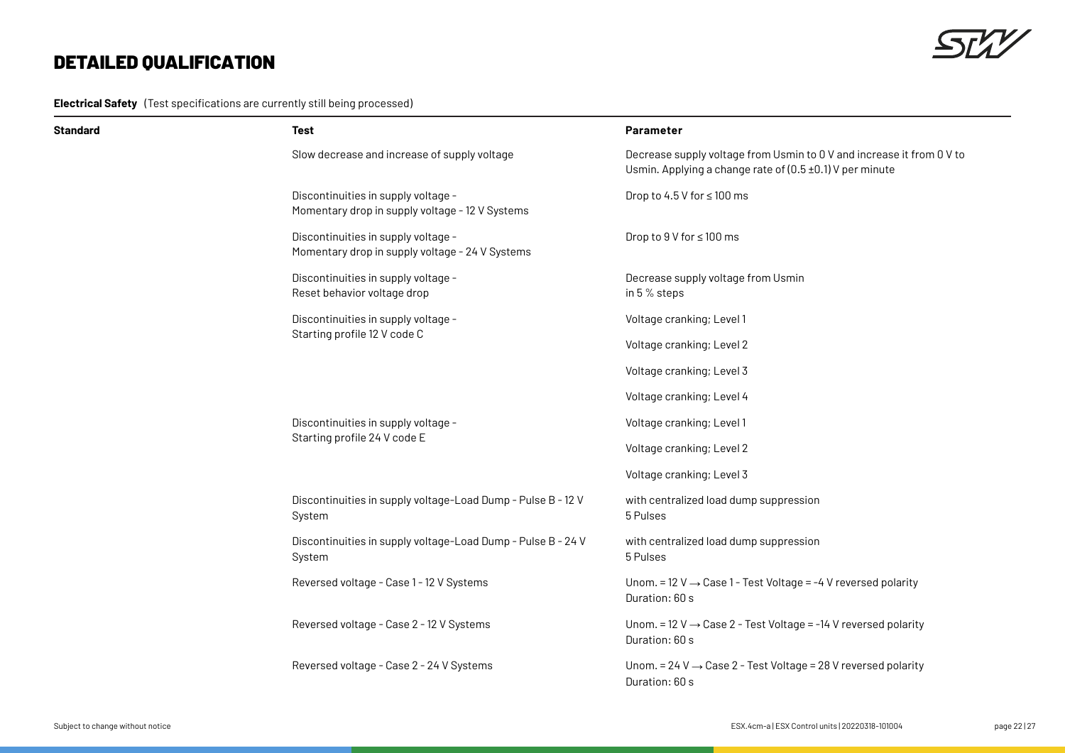## DETAILED QUALIFICATION

**Electrical Safety** (Test specifications are currently still being processed)

| Standard | Test | Parameter |
|---|---|---|
| | Slow decrease and increase of supply voltage | Decrease supply voltage from Usmin to 0 V and increase it from 0 V to Usmin. Applying a change rate of (0.5 ±0.1) V per minute |
| | Discontinuities in supply voltage - Momentary drop in supply voltage - 12 V Systems | Drop to 4.5 V for ≤ 100 ms |
| | Discontinuities in supply voltage - Momentary drop in supply voltage - 24 V Systems | Drop to 9 V for ≤ 100 ms |
| | Discontinuities in supply voltage - Reset behavior voltage drop | Decrease supply voltage from Usmin in 5 % steps |
| | Discontinuities in supply voltage - Starting profile 12 V code C | Voltage cranking; Level 1 |
| | | Voltage cranking; Level 2 |
| | | Voltage cranking; Level 3 |
| | | Voltage cranking; Level 4 |
| | Discontinuities in supply voltage - Starting profile 24 V code E | Voltage cranking; Level 1 |
| | | Voltage cranking; Level 2 |
| | | Voltage cranking; Level 3 |
| | Discontinuities in supply voltage-Load Dump - Pulse B - 12 V System | with centralized load dump suppression 5 Pulses |
| | Discontinuities in supply voltage-Load Dump - Pulse B - 24 V System | with centralized load dump suppression 5 Pulses |
| | Reversed voltage - Case 1 - 12 V Systems | Unom. = 12 V → Case 1 - Test Voltage = -4 V reversed polarity Duration: 60 s |
| | Reversed voltage - Case 2 - 12 V Systems | Unom. = 12 V → Case 2 - Test Voltage = -14 V reversed polarity Duration: 60 s |
| | Reversed voltage - Case 2 - 24 V Systems | Unom. = 24 V → Case 2 - Test Voltage = 28 V reversed polarity Duration: 60 s |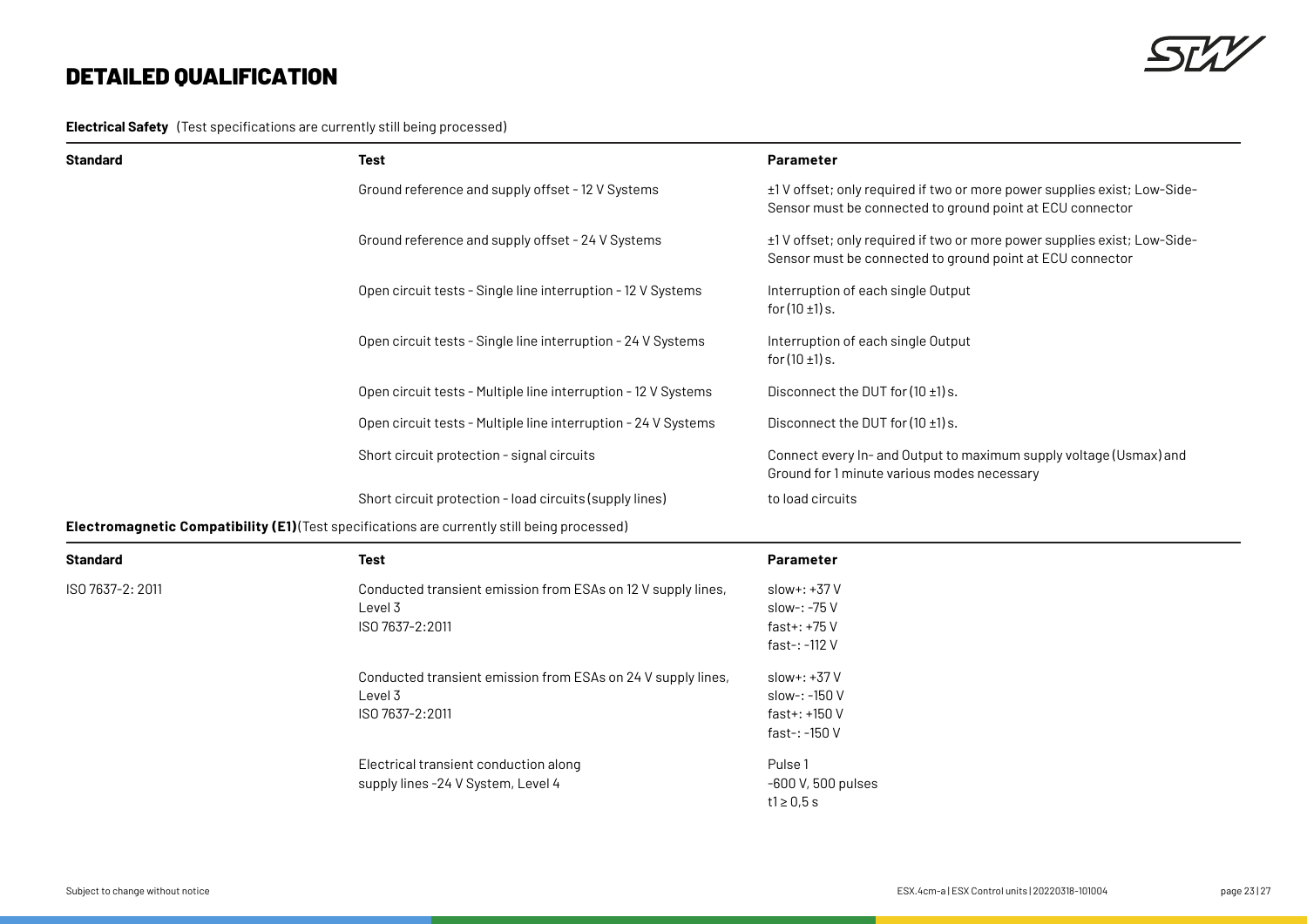# DETAILED QUALIFICATION

**Electrical Safety** (Test specifications are currently still being processed)

| Standard | Test | Parameter |
|---|---|---|
| | Ground reference and supply offset - 12 V Systems | ±1 V offset; only required if two or more power supplies exist; Low-Side-Sensor must be connected to ground point at ECU connector |
| | Ground reference and supply offset - 24 V Systems | ±1 V offset; only required if two or more power supplies exist; Low-Side-Sensor must be connected to ground point at ECU connector |
| | Open circuit tests - Single line interruption - 12 V Systems | Interruption of each single Output for (10 ±1) s. |
| | Open circuit tests - Single line interruption - 24 V Systems | Interruption of each single Output for (10 ±1) s. |
| | Open circuit tests - Multiple line interruption - 12 V Systems | Disconnect the DUT for (10 ±1) s. |
| | Open circuit tests - Multiple line interruption - 24 V Systems | Disconnect the DUT for (10 ±1) s. |
| | Short circuit protection - signal circuits | Connect every In- and Output to maximum supply voltage (Usmax) and Ground for 1 minute various modes necessary |
| | Short circuit protection - load circuits (supply lines) | to load circuits |

**Electromagnetic Compatibility (E1)** (Test specifications are currently still being processed)

| Standard | Test | Parameter |
|---|---|---|
| ISO 7637-2: 2011 | Conducted transient emission from ESAs on 12 V supply lines, Level 3<br>ISO 7637-2:2011 | slow+: +37 V<br>slow-: -75 V<br>fast+: +75 V<br>fast-: -112 V |
| | Conducted transient emission from ESAs on 24 V supply lines, Level 3<br>ISO 7637-2:2011 | slow+: +37 V<br>slow-: -150 V<br>fast+: +150 V<br>fast-: -150 V |
| | Electrical transient conduction along supply lines -24 V System, Level 4 | Pulse 1<br>-600 V, 500 pulses<br>t1 ≥ 0,5 s |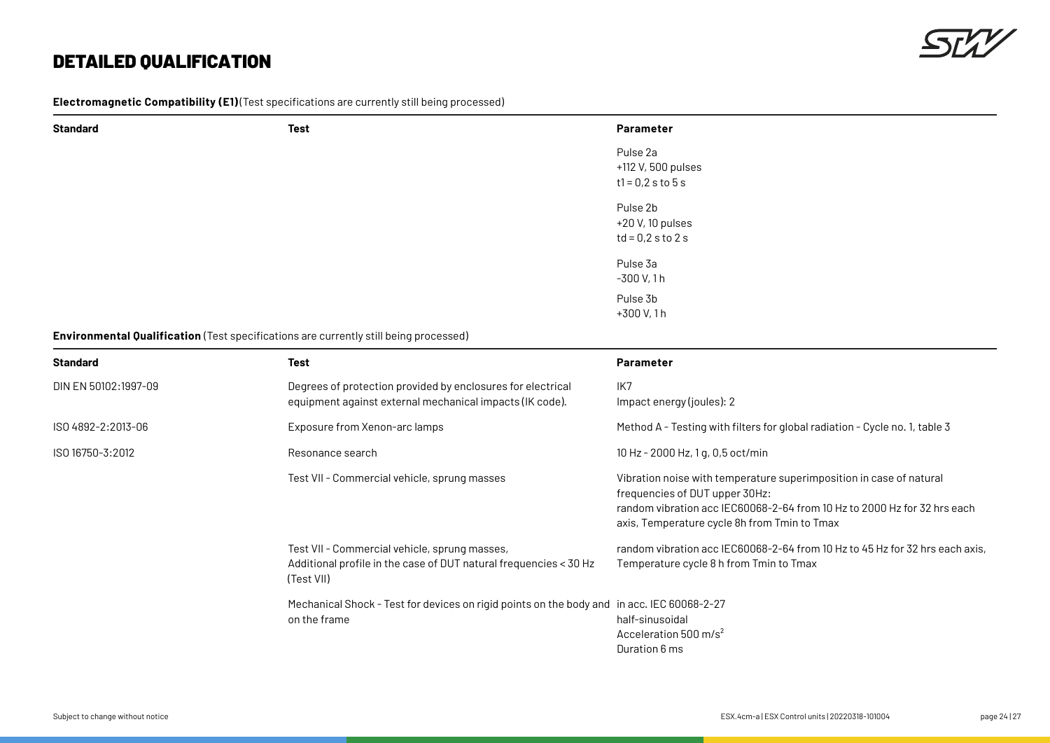# DETAILED QUALIFICATION

**Electromagnetic Compatibility (E1)**(Test specifications are currently still being processed)

| Standard | Test | Parameter |
|---|---|---|
| | | Pulse 2a<br>+112 V, 500 pulses<br>t1 = 0,2 s to 5 s |
| | | Pulse 2b<br>+20 V, 10 pulses<br>td = 0,2 s to 2 s |
| | | Pulse 3a<br>-300 V, 1 h |
| | | Pulse 3b<br>+300 V, 1 h |

**Environmental Qualification** (Test specifications are currently still being processed)

| Standard | Test | Parameter |
|---|---|---|
| DIN EN 50102:1997-09 | Degrees of protection provided by enclosures for electrical equipment against external mechanical impacts (IK code). | IK7<br>Impact energy (joules): 2 |
| ISO 4892-2:2013-06 | Exposure from Xenon-arc lamps | Method A - Testing with filters for global radiation - Cycle no. 1, table 3 |
| ISO 16750-3:2012 | Resonance search | 10 Hz - 2000 Hz, 1 g, 0,5 oct/min |
| | Test VII - Commercial vehicle, sprung masses | Vibration noise with temperature superimposition in case of natural frequencies of DUT upper 30Hz:<br>random vibration acc IEC60068-2-64 from 10 Hz to 2000 Hz for 32 hrs each axis, Temperature cycle 8h from Tmin to Tmax |
| | Test VII - Commercial vehicle, sprung masses,<br>Additional profile in the case of DUT natural frequencies < 30 Hz (Test VII) | random vibration acc IEC60068-2-64 from 10 Hz to 45 Hz for 32 hrs each axis, Temperature cycle 8 h from Tmin to Tmax |
| | Mechanical Shock - Test for devices on rigid points on the body and on the frame | in acc. IEC 60068-2-27<br>half-sinusoidal<br>Acceleration 500 $m/s^2$<br>Duration 6 ms |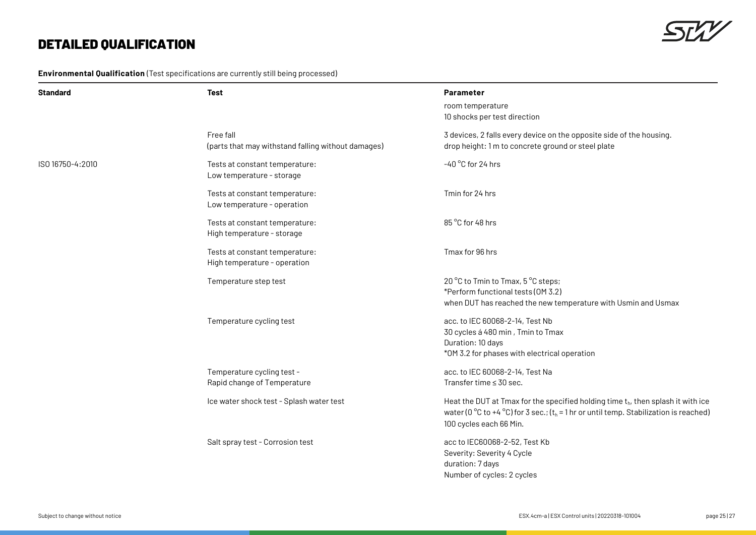# DETAILED QUALIFICATION

**Environmental Qualification** (Test specifications are currently still being processed)

| Standard | Test | Parameter |
|---|---|---|
| | | room temperature<br>10 shocks per test direction |
| | Free fall<br>(parts that may withstand falling without damages) | 3 devices, 2 falls every device on the opposite side of the housing.<br>drop height: 1 m to concrete ground or steel plate |
| ISO 16750-4:2010 | Tests at constant temperature:<br>Low temperature - storage | -40 °C for 24 hrs |
| | Tests at constant temperature:<br>Low temperature - operation | Tmin for 24 hrs |
| | Tests at constant temperature:<br>High temperature - storage | 85 °C for 48 hrs |
| | Tests at constant temperature:<br>High temperature - operation | Tmax for 96 hrs |
| | Temperature step test | 20 °C to Tmin to Tmax, 5 °C steps;<br>*Perform functional tests (OM 3.2)<br>when DUT has reached the new temperature with Usmin and Usmax |
| | Temperature cycling test | acc. to IEC 60068-2-14, Test Nb<br>30 cycles á 480 min , Tmin to Tmax<br>Duration: 10 days<br>*OM 3.2 for phases with electrical operation |
| | Temperature cycling test -<br>Rapid change of Temperature | acc. to IEC 60068-2-14, Test Na<br>Transfer time ≤ 30 sec. |
| | Ice water shock test - Splash water test | Heat the DUT at Tmax for the specified holding time $t_h$, then splash it with ice water (0 °C to +4 °C) for 3 sec.; ($t_h$ = 1 hr or until temp. Stabilization is reached)<br>100 cycles each 66 Min. |
| | Salt spray test - Corrosion test | acc to IEC60068-2-52, Test Kb<br>Severity: Severity 4 Cycle<br>duration: 7 days<br>Number of cycles: 2 cycles |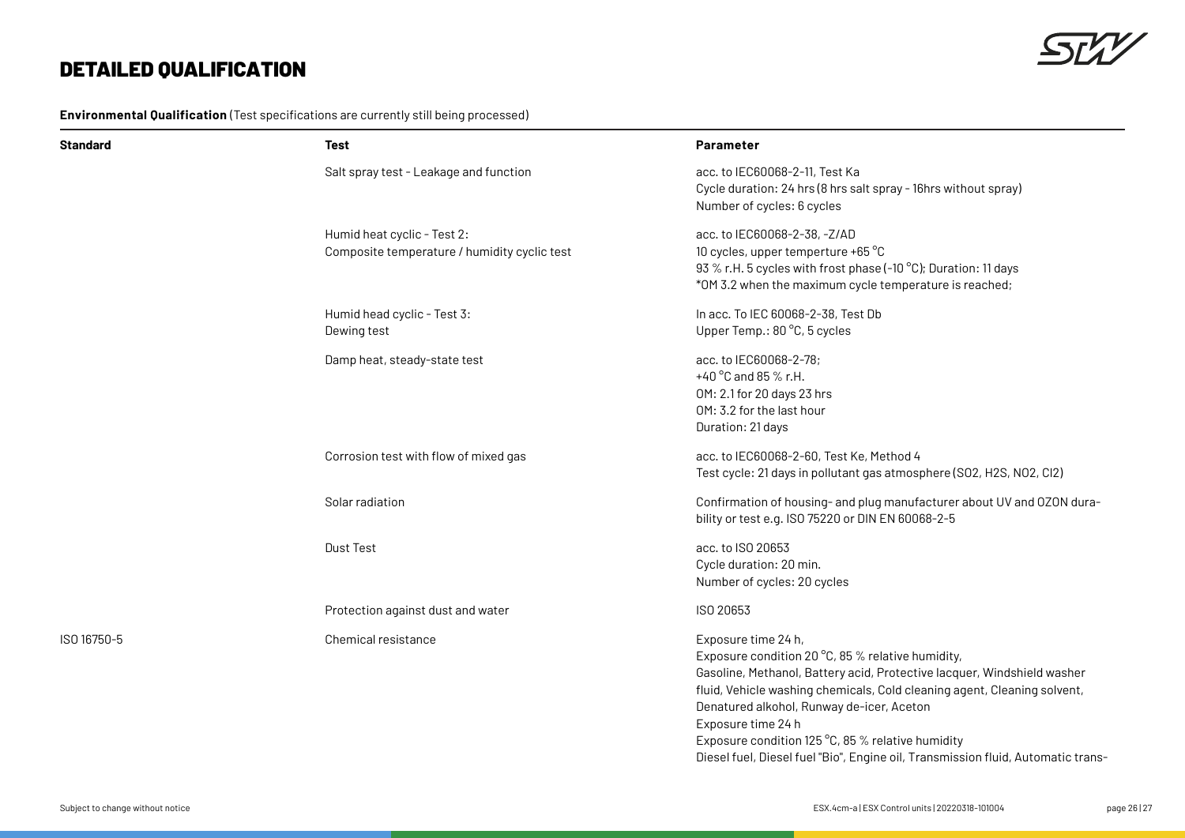# DETAILED QUALIFICATION

**Environmental Qualification** (Test specifications are currently still being processed)

| Standard | Test | Parameter |
|---|---|---|
| | Salt spray test - Leakage and function | acc. to IEC60068-2-11, Test Ka<br>Cycle duration: 24 hrs (8 hrs salt spray - 16hrs without spray)<br>Number of cycles: 6 cycles |
| | Humid heat cyclic - Test 2:<br>Composite temperature / humidity cyclic test | acc. to IEC60068-2-38, -Z/AD<br>10 cycles, upper temperture +65 °C<br>93 % r.H. 5 cycles with frost phase (-10 °C); Duration: 11 days<br>*OM 3.2 when the maximum cycle temperature is reached; |
| | Humid head cyclic - Test 3:<br>Dewing test | In acc. To IEC 60068-2-38, Test Db<br>Upper Temp.: 80 °C, 5 cycles |
| | Damp heat, steady-state test | acc. to IEC60068-2-78;<br>+40 °C and 85 % r.H.<br>OM: 2.1 for 20 days 23 hrs<br>OM: 3.2 for the last hour<br>Duration: 21 days |
| | Corrosion test with flow of mixed gas | acc. to IEC60068-2-60, Test Ke, Method 4<br>Test cycle: 21 days in pollutant gas atmosphere (SO2, H2S, NO2, Cl2) |
| | Solar radiation | Confirmation of housing- and plug manufacturer about UV and OZON durability or test e.g. ISO 75220 or DIN EN 60068-2-5 |
| | Dust Test | acc. to ISO 20653<br>Cycle duration: 20 min.<br>Number of cycles: 20 cycles |
| | Protection against dust and water | ISO 20653 |
| ISO 16750-5 | Chemical resistance | Exposure time 24 h,<br>Exposure condition 20 °C, 85 % relative humidity,<br>Gasoline, Methanol, Battery acid, Protective lacquer, Windshield washer fluid, Vehicle washing chemicals, Cold cleaning agent, Cleaning solvent, Denatured alcohol, Runway de-icer, Aceton<br>Exposure time 24 h<br>Exposure condition 125 °C, 85 % relative humidity<br>Diesel fuel, Diesel fuel "Bio", Engine oil, Transmission fluid, Automatic trans- |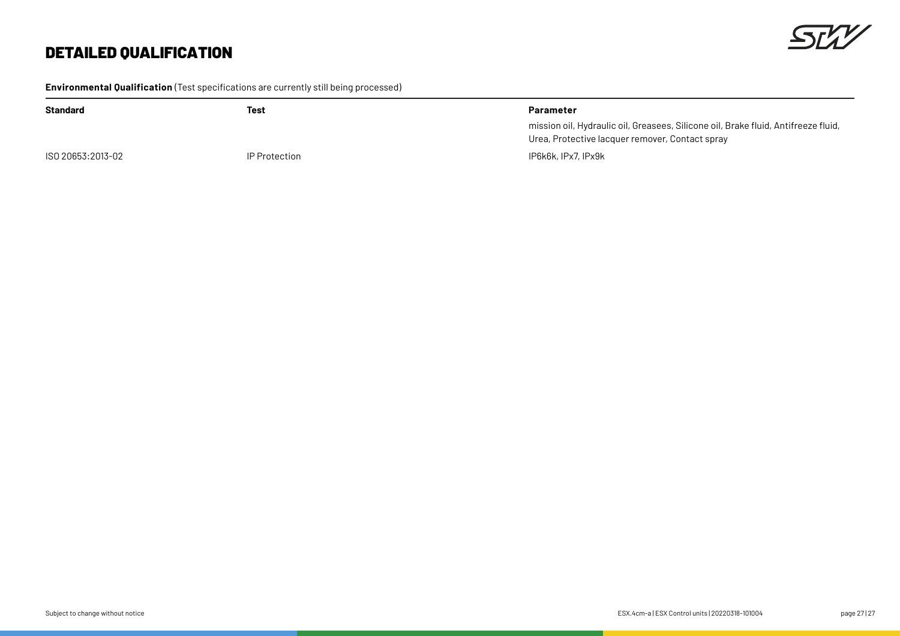# DETAILED QUALIFICATION

**Environmental Qualification** (Test specifications are currently still being processed)

| Standard | Test | Parameter |
|---|---|---|
| | | mission oil, Hydraulic oil, Greasees, Silicone oil, Brake fluid, Antifreeze fluid, Urea, Protective lacquer remover, Contact spray |
| ISO 20653:2013-02 | IP Protection | IP6k6k, IPx7, IPx9k |